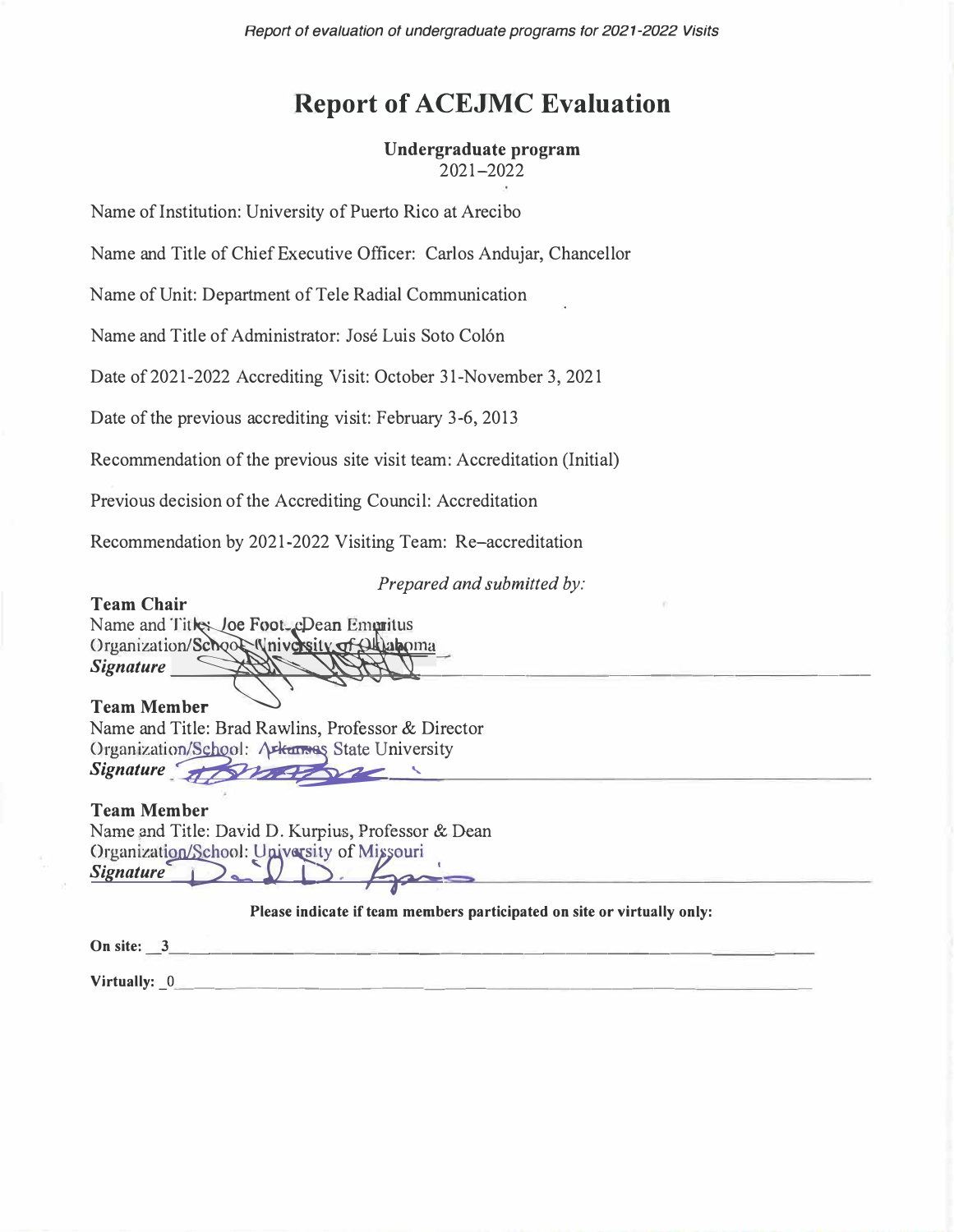# Report of ACEJMC Evaluation

**Undergraduate program**
2021–2022

Name of Institution: University of Puerto Rico at Arecibo

Name and Title of Chief Executive Officer: Carlos Andujar, Chancellor

Name of Unit: Department of Tele Radial Communication

Name and Title of Administrator: José Luis Soto Colón

Date of 2021-2022 Accrediting Visit: October 31-November 3, 2021

Date of the previous accrediting visit: February 3-6, 2013

Recommendation of the previous site visit team: Accreditation (Initial)

Previous decision of the Accrediting Council: Accreditation

Recommendation by 2021-2022 Visiting Team: Re–accreditation

*Prepared and submitted by:*

**Team Chair**
Name and Title: Joe Foote, Dean Emeritus
Organization/School: University of Oklahoma
***Signature*** ____________________

**Team Member**
Name and Title: Brad Rawlins, Professor & Director
Organization/School: Arkansas State University
***Signature*** ____________________

**Team Member**
Name and Title: David D. Kurpius, Professor & Dean
Organization/School: University of Missouri
***Signature*** ____________________

**Please indicate if team members participated on site or virtually only:**

**On site:** 3

**Virtually:** 0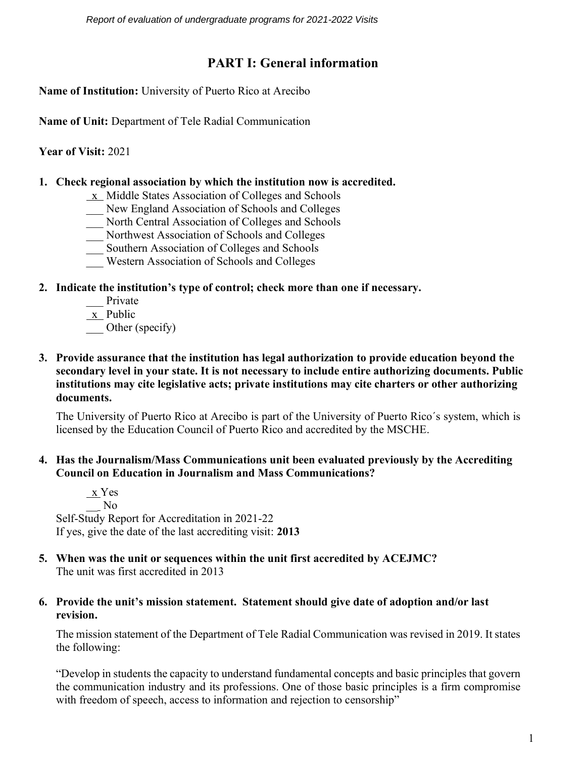# PART I: General information

**Name of Institution:** University of Puerto Rico at Arecibo

**Name of Unit:** Department of Tele Radial Communication

**Year of Visit:** 2021

**1. Check regional association by which the institution now is accredited.**

- _x_ Middle States Association of Colleges and Schools
- ___ New England Association of Schools and Colleges
- ___ North Central Association of Colleges and Schools
- ___ Northwest Association of Schools and Colleges
- ___ Southern Association of Colleges and Schools
- ___ Western Association of Schools and Colleges

**2. Indicate the institution's type of control; check more than one if necessary.**

- ___ Private
- _x_ Public
- ___ Other (specify)

**3. Provide assurance that the institution has legal authorization to provide education beyond the secondary level in your state. It is not necessary to include entire authorizing documents. Public institutions may cite legislative acts; private institutions may cite charters or other authorizing documents.**

The University of Puerto Rico at Arecibo is part of the University of Puerto Rico´s system, which is licensed by the Education Council of Puerto Rico and accredited by the MSCHE.

**4. Has the Journalism/Mass Communications unit been evaluated previously by the Accrediting Council on Education in Journalism and Mass Communications?**

- _x_ Yes
- ___ No

Self-Study Report for Accreditation in 2021-22
If yes, give the date of the last accrediting visit: **2013**

**5. When was the unit or sequences within the unit first accredited by ACEJMC?**
The unit was first accredited in 2013

**6. Provide the unit's mission statement. Statement should give date of adoption and/or last revision.**

The mission statement of the Department of Tele Radial Communication was revised in 2019. It states the following:

"Develop in students the capacity to understand fundamental concepts and basic principles that govern the communication industry and its professions. One of those basic principles is a firm compromise with freedom of speech, access to information and rejection to censorship"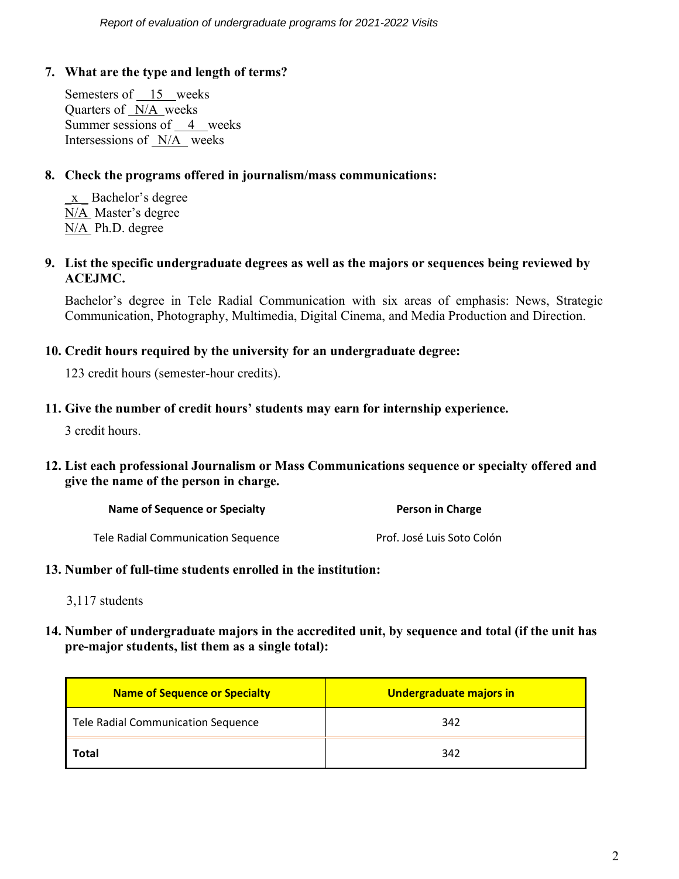**7. What are the type and length of terms?**

Semesters of 15 weeks
Quarters of N/A weeks
Summer sessions of 4 weeks
Intersessions of N/A weeks

**8. Check the programs offered in journalism/mass communications:**

x Bachelor's degree
N/A Master's degree
N/A Ph.D. degree

**9. List the specific undergraduate degrees as well as the majors or sequences being reviewed by ACEJMC.**

Bachelor's degree in Tele Radial Communication with six areas of emphasis: News, Strategic Communication, Photography, Multimedia, Digital Cinema, and Media Production and Direction.

**10. Credit hours required by the university for an undergraduate degree:**

123 credit hours (semester-hour credits).

**11. Give the number of credit hours' students may earn for internship experience.**

3 credit hours.

**12. List each professional Journalism or Mass Communications sequence or specialty offered and give the name of the person in charge.**

| Name of Sequence or Specialty | Person in Charge |
|---|---|
| Tele Radial Communication Sequence | Prof. José Luis Soto Colón |

**13. Number of full-time students enrolled in the institution:**

3,117 students

**14. Number of undergraduate majors in the accredited unit, by sequence and total (if the unit has pre-major students, list them as a single total):**

| Name of Sequence or Specialty | Undergraduate majors in |
|---|---|
| Tele Radial Communication Sequence | 342 |
| **Total** | 342 |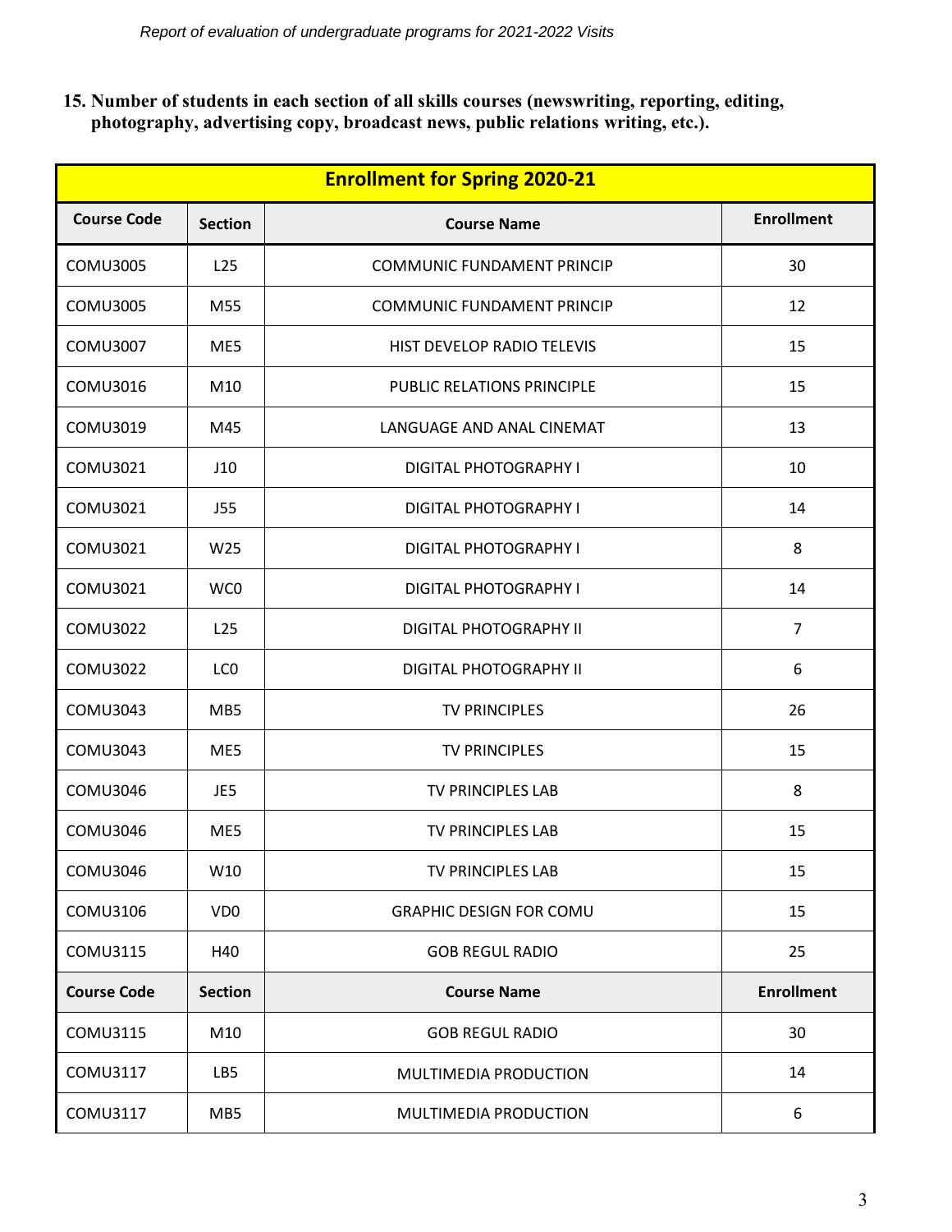**15. Number of students in each section of all skills courses (newswriting, reporting, editing, photography, advertising copy, broadcast news, public relations writing, etc.).**

| Enrollment for Spring 2020-21 | | | |
|---|---|---|---|
| **Course Code** | **Section** | **Course Name** | **Enrollment** |
| COMU3005 | L25 | COMMUNIC FUNDAMENT PRINCIP | 30 |
| COMU3005 | M55 | COMMUNIC FUNDAMENT PRINCIP | 12 |
| COMU3007 | ME5 | HIST DEVELOP RADIO TELEVIS | 15 |
| COMU3016 | M10 | PUBLIC RELATIONS PRINCIPLE | 15 |
| COMU3019 | M45 | LANGUAGE AND ANAL CINEMAT | 13 |
| COMU3021 | J10 | DIGITAL PHOTOGRAPHY I | 10 |
| COMU3021 | J55 | DIGITAL PHOTOGRAPHY I | 14 |
| COMU3021 | W25 | DIGITAL PHOTOGRAPHY I | 8 |
| COMU3021 | WC0 | DIGITAL PHOTOGRAPHY I | 14 |
| COMU3022 | L25 | DIGITAL PHOTOGRAPHY II | 7 |
| COMU3022 | LC0 | DIGITAL PHOTOGRAPHY II | 6 |
| COMU3043 | MB5 | TV PRINCIPLES | 26 |
| COMU3043 | ME5 | TV PRINCIPLES | 15 |
| COMU3046 | JE5 | TV PRINCIPLES LAB | 8 |
| COMU3046 | ME5 | TV PRINCIPLES LAB | 15 |
| COMU3046 | W10 | TV PRINCIPLES LAB | 15 |
| COMU3106 | VD0 | GRAPHIC DESIGN FOR COMU | 15 |
| COMU3115 | H40 | GOB REGUL RADIO | 25 |
| **Course Code** | **Section** | **Course Name** | **Enrollment** |
| COMU3115 | M10 | GOB REGUL RADIO | 30 |
| COMU3117 | LB5 | MULTIMEDIA PRODUCTION | 14 |
| COMU3117 | MB5 | MULTIMEDIA PRODUCTION | 6 |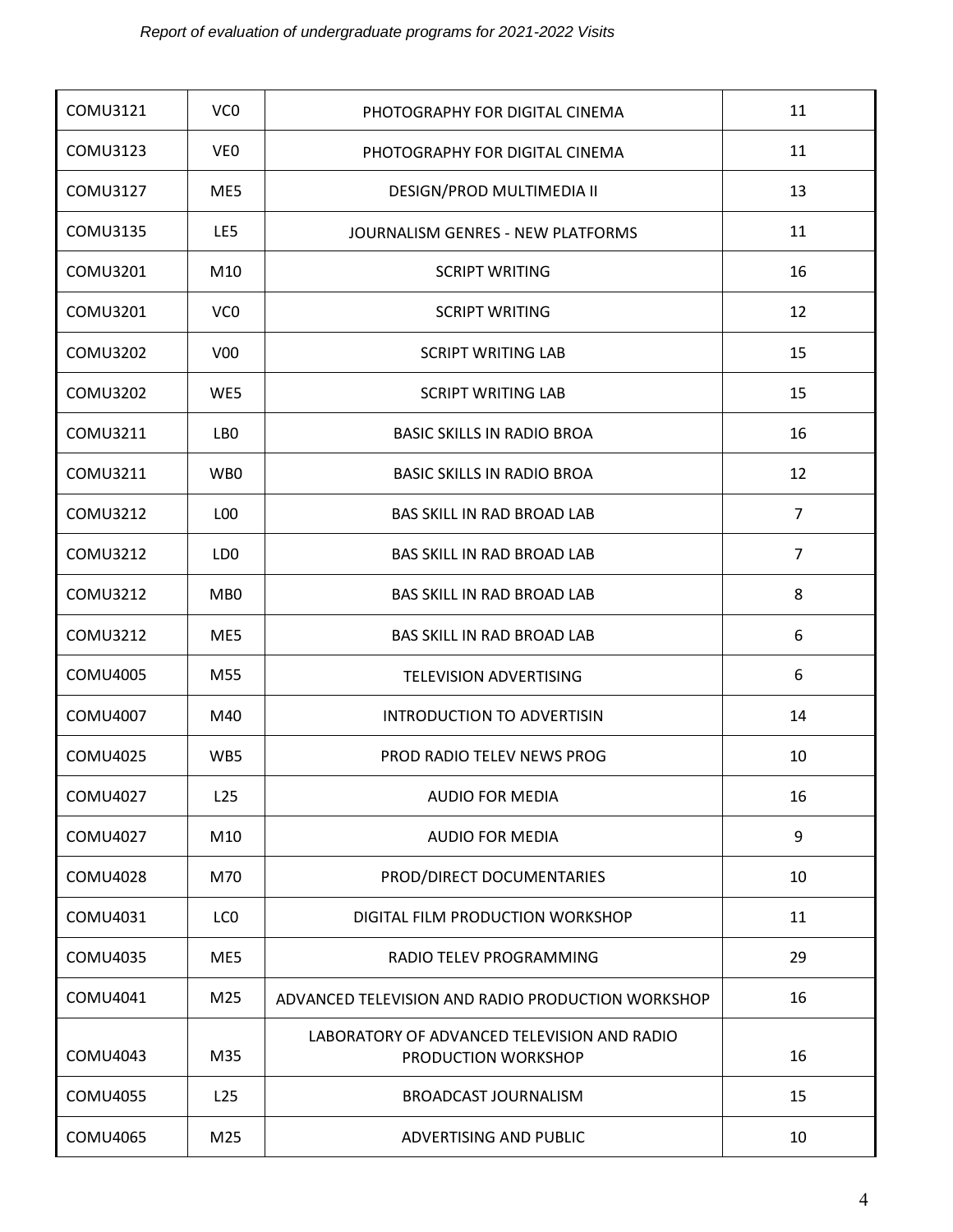| COMU3121 | VC0 | PHOTOGRAPHY FOR DIGITAL CINEMA | 11 |
|---|---|---|---|
| COMU3123 | VE0 | PHOTOGRAPHY FOR DIGITAL CINEMA | 11 |
| COMU3127 | ME5 | DESIGN/PROD MULTIMEDIA II | 13 |
| COMU3135 | LE5 | JOURNALISM GENRES - NEW PLATFORMS | 11 |
| COMU3201 | M10 | SCRIPT WRITING | 16 |
| COMU3201 | VC0 | SCRIPT WRITING | 12 |
| COMU3202 | V00 | SCRIPT WRITING LAB | 15 |
| COMU3202 | WE5 | SCRIPT WRITING LAB | 15 |
| COMU3211 | LB0 | BASIC SKILLS IN RADIO BROA | 16 |
| COMU3211 | WB0 | BASIC SKILLS IN RADIO BROA | 12 |
| COMU3212 | L00 | BAS SKILL IN RAD BROAD LAB | 7 |
| COMU3212 | LD0 | BAS SKILL IN RAD BROAD LAB | 7 |
| COMU3212 | MB0 | BAS SKILL IN RAD BROAD LAB | 8 |
| COMU3212 | ME5 | BAS SKILL IN RAD BROAD LAB | 6 |
| COMU4005 | M55 | TELEVISION ADVERTISING | 6 |
| COMU4007 | M40 | INTRODUCTION TO ADVERTISIN | 14 |
| COMU4025 | WB5 | PROD RADIO TELEV NEWS PROG | 10 |
| COMU4027 | L25 | AUDIO FOR MEDIA | 16 |
| COMU4027 | M10 | AUDIO FOR MEDIA | 9 |
| COMU4028 | M70 | PROD/DIRECT DOCUMENTARIES | 10 |
| COMU4031 | LC0 | DIGITAL FILM PRODUCTION WORKSHOP | 11 |
| COMU4035 | ME5 | RADIO TELEV PROGRAMMING | 29 |
| COMU4041 | M25 | ADVANCED TELEVISION AND RADIO PRODUCTION WORKSHOP | 16 |
| COMU4043 | M35 | LABORATORY OF ADVANCED TELEVISION AND RADIO PRODUCTION WORKSHOP | 16 |
| COMU4055 | L25 | BROADCAST JOURNALISM | 15 |
| COMU4065 | M25 | ADVERTISING AND PUBLIC | 10 |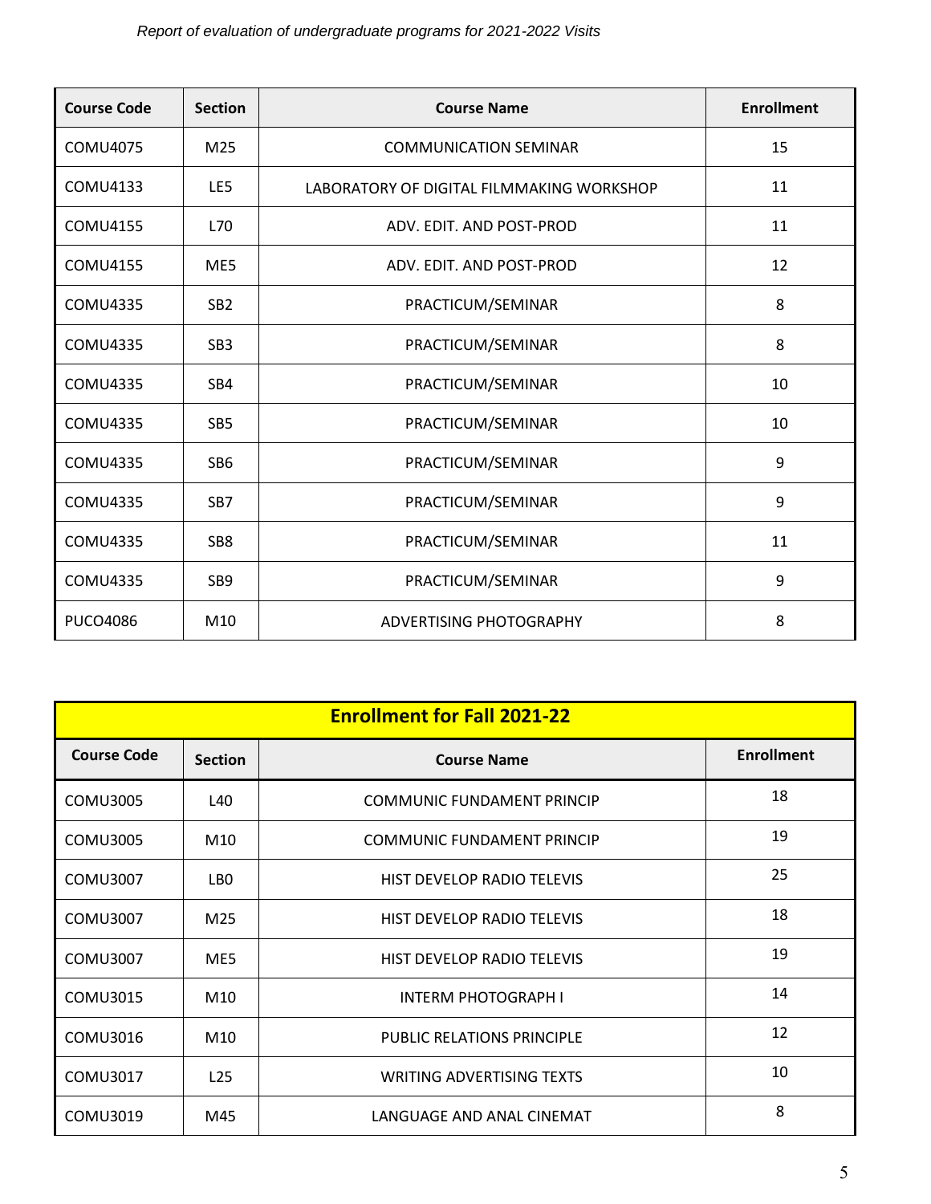| Course Code | Section | Course Name | Enrollment |
|---|---|---|---|
| COMU4075 | M25 | COMMUNICATION SEMINAR | 15 |
| COMU4133 | LE5 | LABORATORY OF DIGITAL FILMMAKING WORKSHOP | 11 |
| COMU4155 | L70 | ADV. EDIT. AND POST-PROD | 11 |
| COMU4155 | ME5 | ADV. EDIT. AND POST-PROD | 12 |
| COMU4335 | SB2 | PRACTICUM/SEMINAR | 8 |
| COMU4335 | SB3 | PRACTICUM/SEMINAR | 8 |
| COMU4335 | SB4 | PRACTICUM/SEMINAR | 10 |
| COMU4335 | SB5 | PRACTICUM/SEMINAR | 10 |
| COMU4335 | SB6 | PRACTICUM/SEMINAR | 9 |
| COMU4335 | SB7 | PRACTICUM/SEMINAR | 9 |
| COMU4335 | SB8 | PRACTICUM/SEMINAR | 11 |
| COMU4335 | SB9 | PRACTICUM/SEMINAR | 9 |
| PUCO4086 | M10 | ADVERTISING PHOTOGRAPHY | 8 |

| **Enrollment for Fall 2021-22** | | | |
|---|---|---|---|
| **Course Code** | **Section** | **Course Name** | **Enrollment** |
| COMU3005 | L40 | COMMUNIC FUNDAMENT PRINCIP | 18 |
| COMU3005 | M10 | COMMUNIC FUNDAMENT PRINCIP | 19 |
| COMU3007 | LB0 | HIST DEVELOP RADIO TELEVIS | 25 |
| COMU3007 | M25 | HIST DEVELOP RADIO TELEVIS | 18 |
| COMU3007 | ME5 | HIST DEVELOP RADIO TELEVIS | 19 |
| COMU3015 | M10 | INTERM PHOTOGRAPH I | 14 |
| COMU3016 | M10 | PUBLIC RELATIONS PRINCIPLE | 12 |
| COMU3017 | L25 | WRITING ADVERTISING TEXTS | 10 |
| COMU3019 | M45 | LANGUAGE AND ANAL CINEMAT | 8 |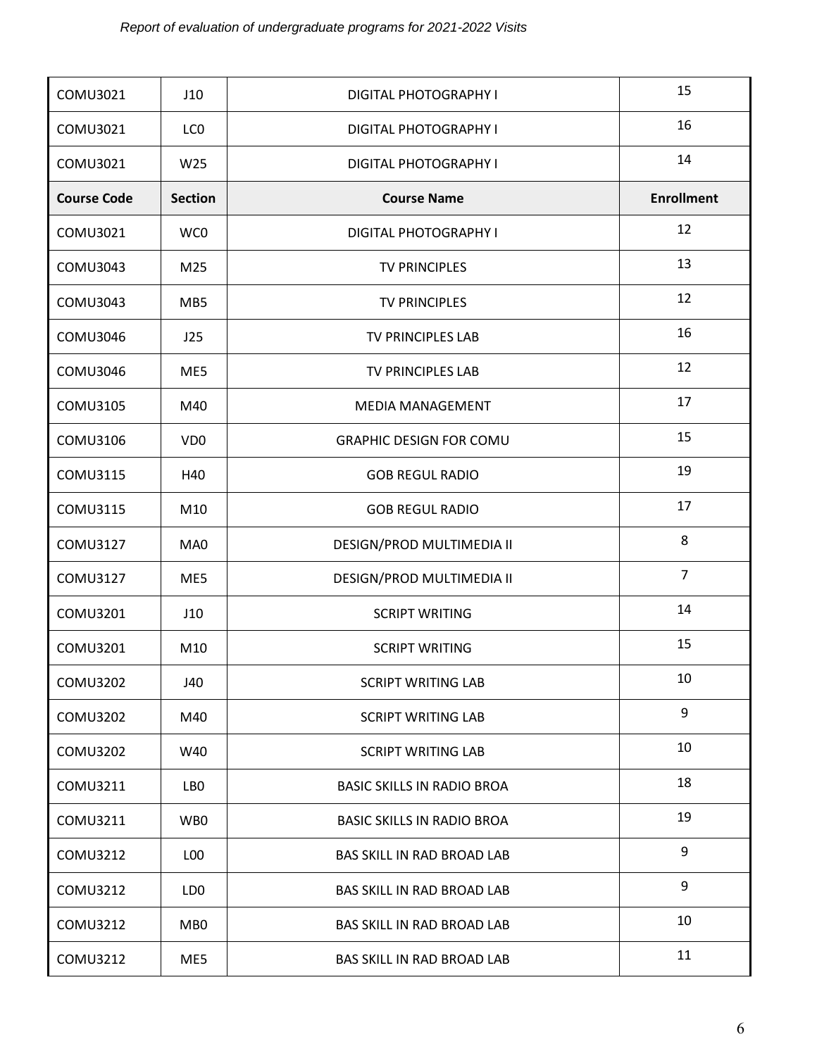| COMU3021 | J10 | DIGITAL PHOTOGRAPHY I | 15 |
|---|---|---|---|
| COMU3021 | LC0 | DIGITAL PHOTOGRAPHY I | 16 |
| COMU3021 | W25 | DIGITAL PHOTOGRAPHY I | 14 |
| **Course Code** | **Section** | **Course Name** | **Enrollment** |
| COMU3021 | WC0 | DIGITAL PHOTOGRAPHY I | 12 |
| COMU3043 | M25 | TV PRINCIPLES | 13 |
| COMU3043 | MB5 | TV PRINCIPLES | 12 |
| COMU3046 | J25 | TV PRINCIPLES LAB | 16 |
| COMU3046 | ME5 | TV PRINCIPLES LAB | 12 |
| COMU3105 | M40 | MEDIA MANAGEMENT | 17 |
| COMU3106 | VD0 | GRAPHIC DESIGN FOR COMU | 15 |
| COMU3115 | H40 | GOB REGUL RADIO | 19 |
| COMU3115 | M10 | GOB REGUL RADIO | 17 |
| COMU3127 | MA0 | DESIGN/PROD MULTIMEDIA II | 8 |
| COMU3127 | ME5 | DESIGN/PROD MULTIMEDIA II | 7 |
| COMU3201 | J10 | SCRIPT WRITING | 14 |
| COMU3201 | M10 | SCRIPT WRITING | 15 |
| COMU3202 | J40 | SCRIPT WRITING LAB | 10 |
| COMU3202 | M40 | SCRIPT WRITING LAB | 9 |
| COMU3202 | W40 | SCRIPT WRITING LAB | 10 |
| COMU3211 | LB0 | BASIC SKILLS IN RADIO BROA | 18 |
| COMU3211 | WB0 | BASIC SKILLS IN RADIO BROA | 19 |
| COMU3212 | L00 | BAS SKILL IN RAD BROAD LAB | 9 |
| COMU3212 | LD0 | BAS SKILL IN RAD BROAD LAB | 9 |
| COMU3212 | MB0 | BAS SKILL IN RAD BROAD LAB | 10 |
| COMU3212 | ME5 | BAS SKILL IN RAD BROAD LAB | 11 |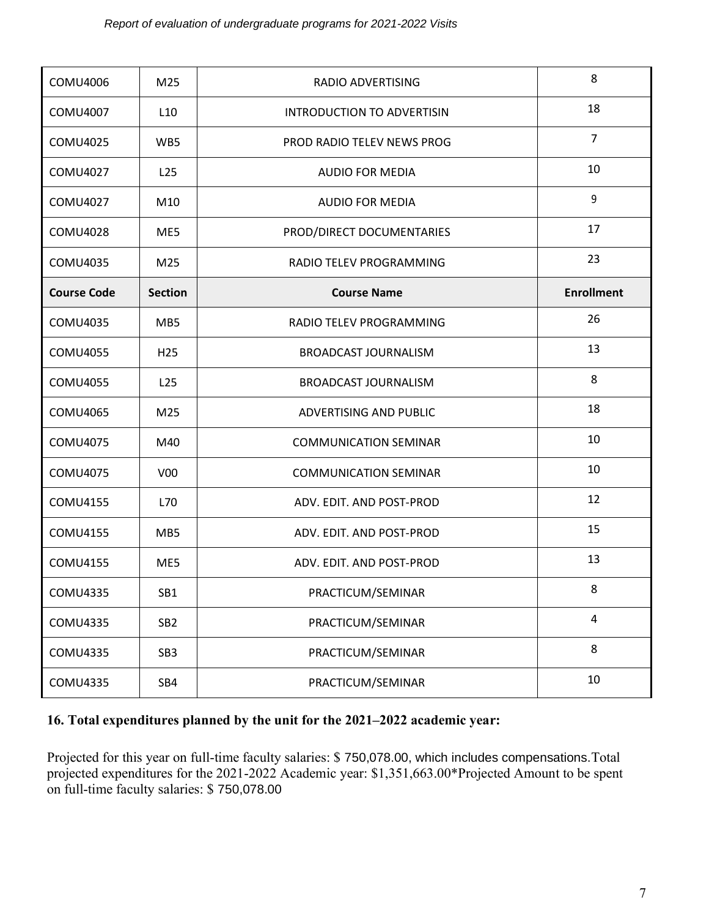| COMU4006 | M25 | RADIO ADVERTISING | 8 |
|---|---|---|---|
| COMU4007 | L10 | INTRODUCTION TO ADVERTISIN | 18 |
| COMU4025 | WB5 | PROD RADIO TELEV NEWS PROG | 7 |
| COMU4027 | L25 | AUDIO FOR MEDIA | 10 |
| COMU4027 | M10 | AUDIO FOR MEDIA | 9 |
| COMU4028 | ME5 | PROD/DIRECT DOCUMENTARIES | 17 |
| COMU4035 | M25 | RADIO TELEV PROGRAMMING | 23 |
| **Course Code** | **Section** | **Course Name** | **Enrollment** |
| COMU4035 | MB5 | RADIO TELEV PROGRAMMING | 26 |
| COMU4055 | H25 | BROADCAST JOURNALISM | 13 |
| COMU4055 | L25 | BROADCAST JOURNALISM | 8 |
| COMU4065 | M25 | ADVERTISING AND PUBLIC | 18 |
| COMU4075 | M40 | COMMUNICATION SEMINAR | 10 |
| COMU4075 | V00 | COMMUNICATION SEMINAR | 10 |
| COMU4155 | L70 | ADV. EDIT. AND POST-PROD | 12 |
| COMU4155 | MB5 | ADV. EDIT. AND POST-PROD | 15 |
| COMU4155 | ME5 | ADV. EDIT. AND POST-PROD | 13 |
| COMU4335 | SB1 | PRACTICUM/SEMINAR | 8 |
| COMU4335 | SB2 | PRACTICUM/SEMINAR | 4 |
| COMU4335 | SB3 | PRACTICUM/SEMINAR | 8 |
| COMU4335 | SB4 | PRACTICUM/SEMINAR | 10 |

**16. Total expenditures planned by the unit for the 2021–2022 academic year:**

Projected for this year on full-time faculty salaries: $ 750,078.00, which includes compensations.Total projected expenditures for the 2021-2022 Academic year: $1,351,663.00*Projected Amount to be spent on full-time faculty salaries: $ 750,078.00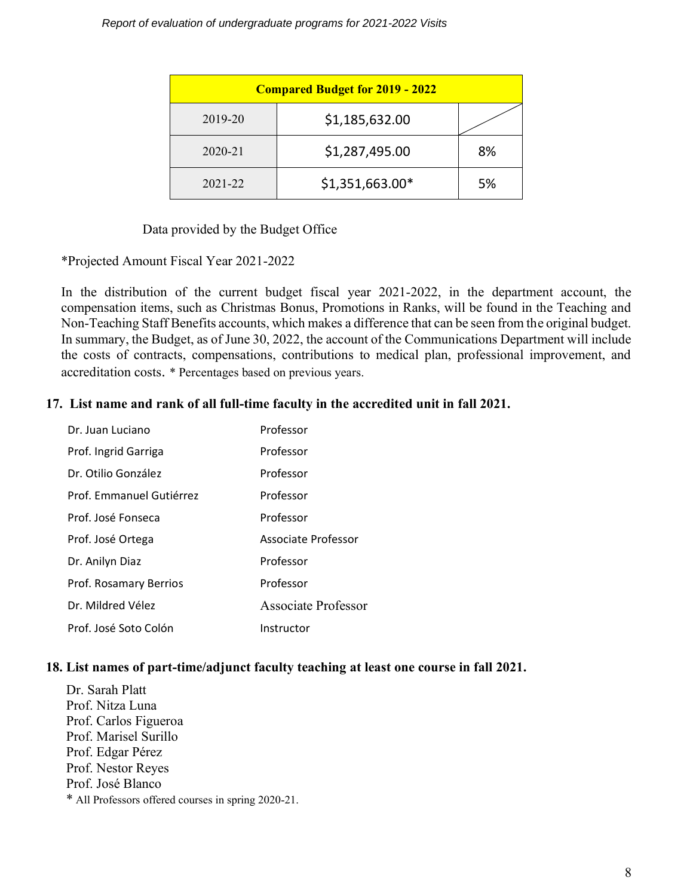| Compared Budget for 2019 - 2022 | | |
|---|---|---|
| 2019-20 | $1,185,632.00 | |
| 2020-21 | $1,287,495.00 | 8% |
| 2021-22 | $1,351,663.00* | 5% |

Data provided by the Budget Office

*Projected Amount Fiscal Year 2021-2022

In the distribution of the current budget fiscal year 2021-2022, in the department account, the compensation items, such as Christmas Bonus, Promotions in Ranks, will be found in the Teaching and Non-Teaching Staff Benefits accounts, which makes a difference that can be seen from the original budget. In summary, the Budget, as of June 30, 2022, the account of the Communications Department will include the costs of contracts, compensations, contributions to medical plan, professional improvement, and accreditation costs. * Percentages based on previous years.

**17. List name and rank of all full-time faculty in the accredited unit in fall 2021.**

| Name | Rank |
|---|---|
| Dr. Juan Luciano | Professor |
| Prof. Ingrid Garriga | Professor |
| Dr. Otilio González | Professor |
| Prof. Emmanuel Gutiérrez | Professor |
| Prof. José Fonseca | Professor |
| Prof. José Ortega | Associate Professor |
| Dr. Anilyn Diaz | Professor |
| Prof. Rosamary Berrios | Professor |
| Dr. Mildred Vélez | Associate Professor |
| Prof. José Soto Colón | Instructor |

**18. List names of part-time/adjunct faculty teaching at least one course in fall 2021.**

Dr. Sarah Platt
Prof. Nitza Luna
Prof. Carlos Figueroa
Prof. Marisel Surillo
Prof. Edgar Pérez
Prof. Nestor Reyes
Prof. José Blanco
* All Professors offered courses in spring 2020-21.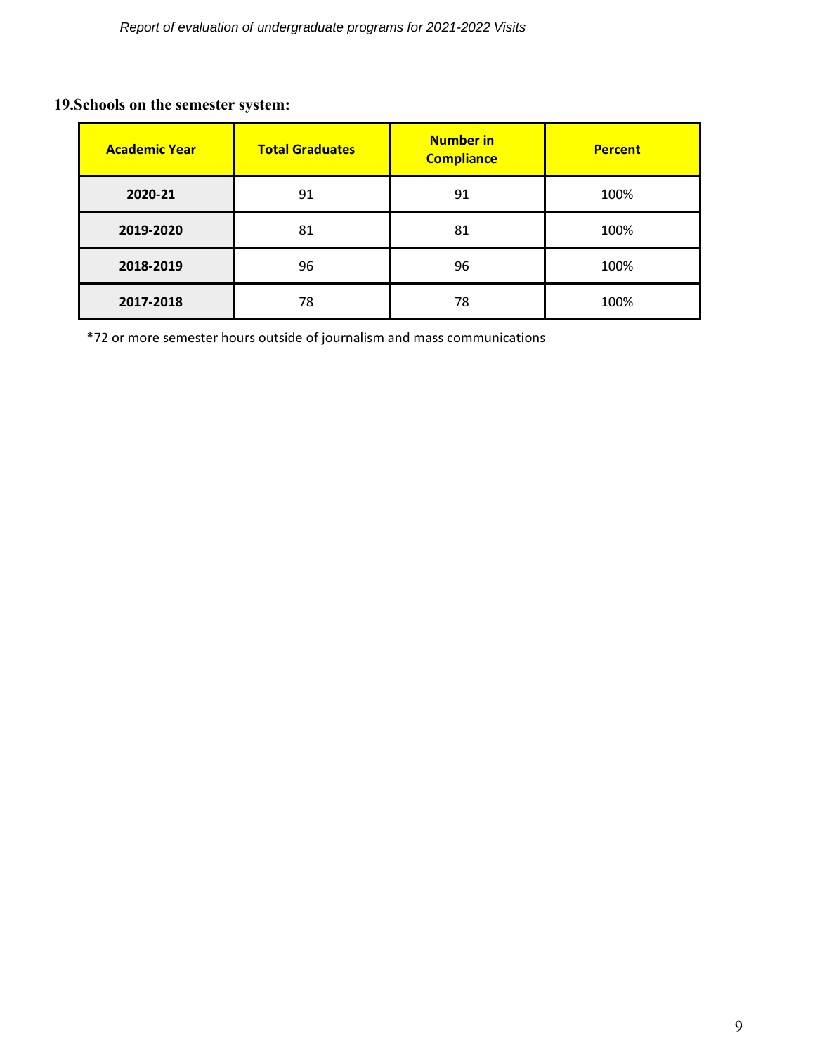## 19.Schools on the semester system:

| Academic Year | Total Graduates | Number in Compliance | Percent |
|---|---|---|---|
| 2020-21 | 91 | 91 | 100% |
| 2019-2020 | 81 | 81 | 100% |
| 2018-2019 | 96 | 96 | 100% |
| 2017-2018 | 78 | 78 | 100% |

*72 or more semester hours outside of journalism and mass communications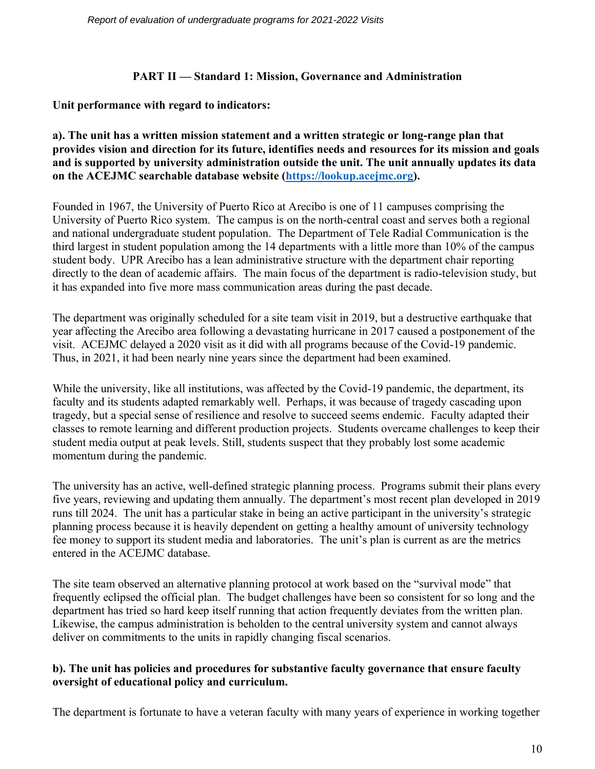## PART II — Standard 1: Mission, Governance and Administration

**Unit performance with regard to indicators:**

**a). The unit has a written mission statement and a written strategic or long-range plan that provides vision and direction for its future, identifies needs and resources for its mission and goals and is supported by university administration outside the unit. The unit annually updates its data on the ACEJMC searchable database website (https://lookup.acejmc.org).**

Founded in 1967, the University of Puerto Rico at Arecibo is one of 11 campuses comprising the University of Puerto Rico system. The campus is on the north-central coast and serves both a regional and national undergraduate student population. The Department of Tele Radial Communication is the third largest in student population among the 14 departments with a little more than 10% of the campus student body. UPR Arecibo has a lean administrative structure with the department chair reporting directly to the dean of academic affairs. The main focus of the department is radio-television study, but it has expanded into five more mass communication areas during the past decade.

The department was originally scheduled for a site team visit in 2019, but a destructive earthquake that year affecting the Arecibo area following a devastating hurricane in 2017 caused a postponement of the visit. ACEJMC delayed a 2020 visit as it did with all programs because of the Covid-19 pandemic. Thus, in 2021, it had been nearly nine years since the department had been examined.

While the university, like all institutions, was affected by the Covid-19 pandemic, the department, its faculty and its students adapted remarkably well. Perhaps, it was because of tragedy cascading upon tragedy, but a special sense of resilience and resolve to succeed seems endemic. Faculty adapted their classes to remote learning and different production projects. Students overcame challenges to keep their student media output at peak levels. Still, students suspect that they probably lost some academic momentum during the pandemic.

The university has an active, well-defined strategic planning process. Programs submit their plans every five years, reviewing and updating them annually. The department's most recent plan developed in 2019 runs till 2024. The unit has a particular stake in being an active participant in the university's strategic planning process because it is heavily dependent on getting a healthy amount of university technology fee money to support its student media and laboratories. The unit's plan is current as are the metrics entered in the ACEJMC database.

The site team observed an alternative planning protocol at work based on the "survival mode" that frequently eclipsed the official plan. The budget challenges have been so consistent for so long and the department has tried so hard keep itself running that action frequently deviates from the written plan. Likewise, the campus administration is beholden to the central university system and cannot always deliver on commitments to the units in rapidly changing fiscal scenarios.

**b). The unit has policies and procedures for substantive faculty governance that ensure faculty oversight of educational policy and curriculum.**

The department is fortunate to have a veteran faculty with many years of experience in working together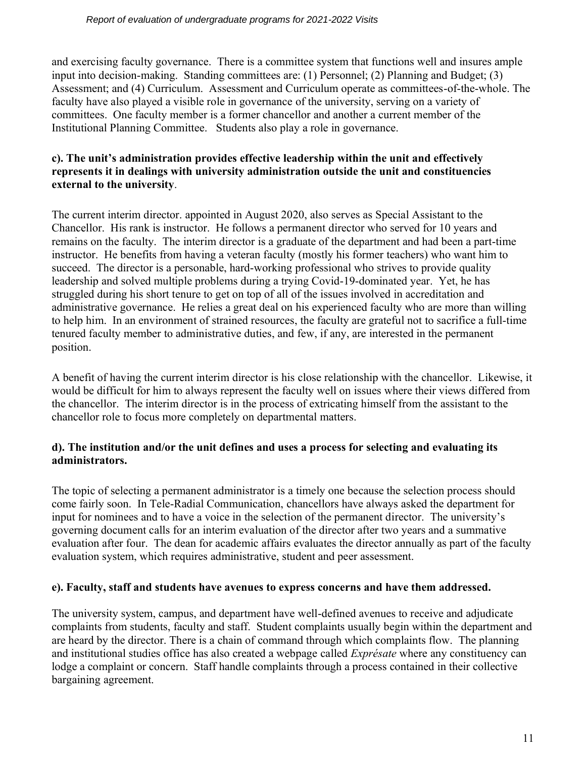and exercising faculty governance. There is a committee system that functions well and insures ample input into decision-making. Standing committees are: (1) Personnel; (2) Planning and Budget; (3) Assessment; and (4) Curriculum. Assessment and Curriculum operate as committees-of-the-whole. The faculty have also played a visible role in governance of the university, serving on a variety of committees. One faculty member is a former chancellor and another a current member of the Institutional Planning Committee. Students also play a role in governance.

**c). The unit's administration provides effective leadership within the unit and effectively represents it in dealings with university administration outside the unit and constituencies external to the university**.

The current interim director. appointed in August 2020, also serves as Special Assistant to the Chancellor. His rank is instructor. He follows a permanent director who served for 10 years and remains on the faculty. The interim director is a graduate of the department and had been a part-time instructor. He benefits from having a veteran faculty (mostly his former teachers) who want him to succeed. The director is a personable, hard-working professional who strives to provide quality leadership and solved multiple problems during a trying Covid-19-dominated year. Yet, he has struggled during his short tenure to get on top of all of the issues involved in accreditation and administrative governance. He relies a great deal on his experienced faculty who are more than willing to help him. In an environment of strained resources, the faculty are grateful not to sacrifice a full-time tenured faculty member to administrative duties, and few, if any, are interested in the permanent position.

A benefit of having the current interim director is his close relationship with the chancellor. Likewise, it would be difficult for him to always represent the faculty well on issues where their views differed from the chancellor. The interim director is in the process of extricating himself from the assistant to the chancellor role to focus more completely on departmental matters.

**d). The institution and/or the unit defines and uses a process for selecting and evaluating its administrators.**

The topic of selecting a permanent administrator is a timely one because the selection process should come fairly soon. In Tele-Radial Communication, chancellors have always asked the department for input for nominees and to have a voice in the selection of the permanent director. The university's governing document calls for an interim evaluation of the director after two years and a summative evaluation after four. The dean for academic affairs evaluates the director annually as part of the faculty evaluation system, which requires administrative, student and peer assessment.

**e). Faculty, staff and students have avenues to express concerns and have them addressed.**

The university system, campus, and department have well-defined avenues to receive and adjudicate complaints from students, faculty and staff. Student complaints usually begin within the department and are heard by the director. There is a chain of command through which complaints flow. The planning and institutional studies office has also created a webpage called *Exprésate* where any constituency can lodge a complaint or concern. Staff handle complaints through a process contained in their collective bargaining agreement.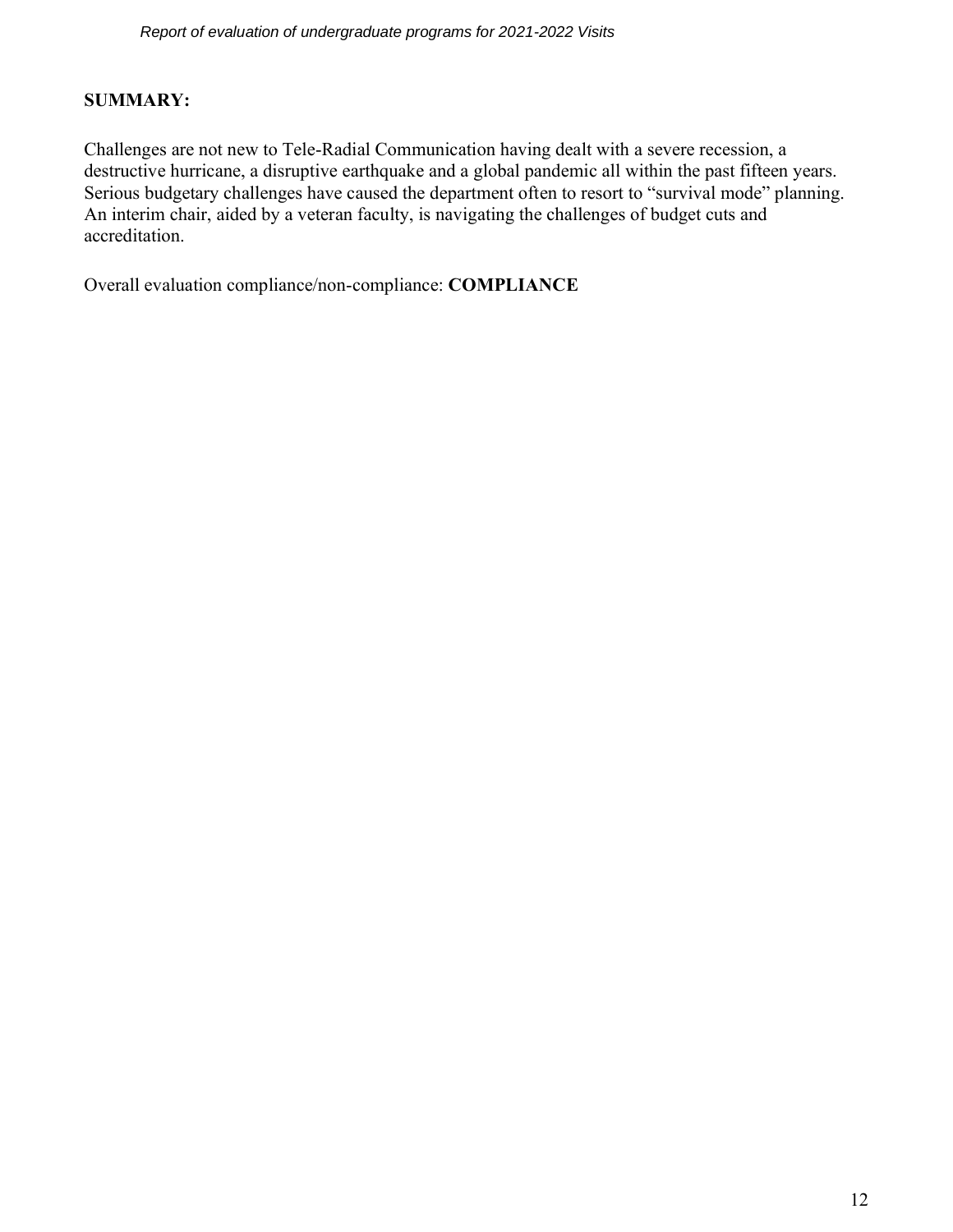**SUMMARY:**

Challenges are not new to Tele-Radial Communication having dealt with a severe recession, a destructive hurricane, a disruptive earthquake and a global pandemic all within the past fifteen years. Serious budgetary challenges have caused the department often to resort to "survival mode" planning. An interim chair, aided by a veteran faculty, is navigating the challenges of budget cuts and accreditation.

Overall evaluation compliance/non-compliance: **COMPLIANCE**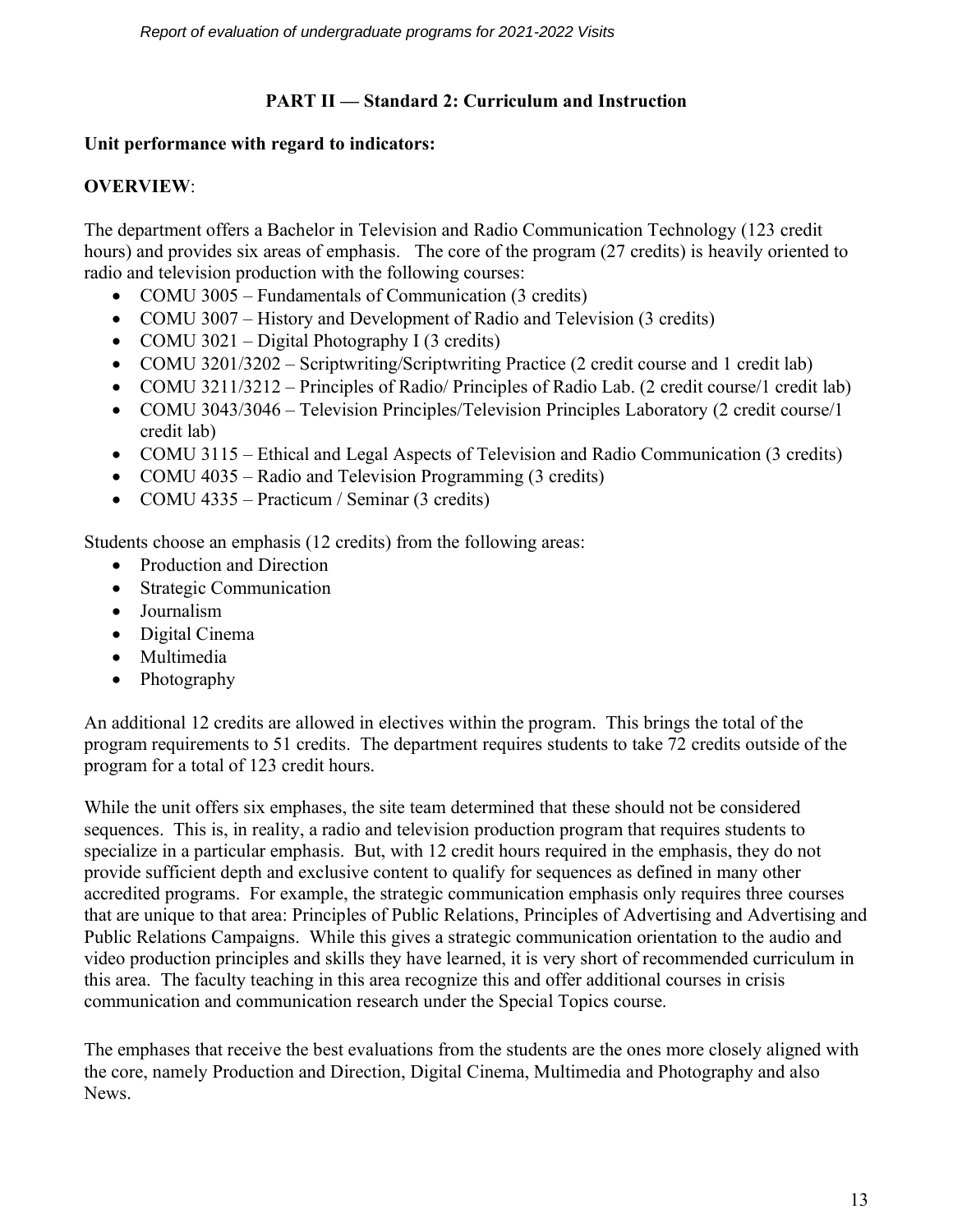## PART II — Standard 2: Curriculum and Instruction

**Unit performance with regard to indicators:**

**OVERVIEW**:

The department offers a Bachelor in Television and Radio Communication Technology (123 credit hours) and provides six areas of emphasis. The core of the program (27 credits) is heavily oriented to radio and television production with the following courses:

- COMU 3005 – Fundamentals of Communication (3 credits)
- COMU 3007 – History and Development of Radio and Television (3 credits)
- COMU 3021 – Digital Photography I (3 credits)
- COMU 3201/3202 – Scriptwriting/Scriptwriting Practice (2 credit course and 1 credit lab)
- COMU 3211/3212 – Principles of Radio/ Principles of Radio Lab. (2 credit course/1 credit lab)
- COMU 3043/3046 – Television Principles/Television Principles Laboratory (2 credit course/1 credit lab)
- COMU 3115 – Ethical and Legal Aspects of Television and Radio Communication (3 credits)
- COMU 4035 – Radio and Television Programming (3 credits)
- COMU 4335 – Practicum / Seminar (3 credits)

Students choose an emphasis (12 credits) from the following areas:

- Production and Direction
- Strategic Communication
- Journalism
- Digital Cinema
- Multimedia
- Photography

An additional 12 credits are allowed in electives within the program. This brings the total of the program requirements to 51 credits. The department requires students to take 72 credits outside of the program for a total of 123 credit hours.

While the unit offers six emphases, the site team determined that these should not be considered sequences. This is, in reality, a radio and television production program that requires students to specialize in a particular emphasis. But, with 12 credit hours required in the emphasis, they do not provide sufficient depth and exclusive content to qualify for sequences as defined in many other accredited programs. For example, the strategic communication emphasis only requires three courses that are unique to that area: Principles of Public Relations, Principles of Advertising and Advertising and Public Relations Campaigns. While this gives a strategic communication orientation to the audio and video production principles and skills they have learned, it is very short of recommended curriculum in this area. The faculty teaching in this area recognize this and offer additional courses in crisis communication and communication research under the Special Topics course.

The emphases that receive the best evaluations from the students are the ones more closely aligned with the core, namely Production and Direction, Digital Cinema, Multimedia and Photography and also News.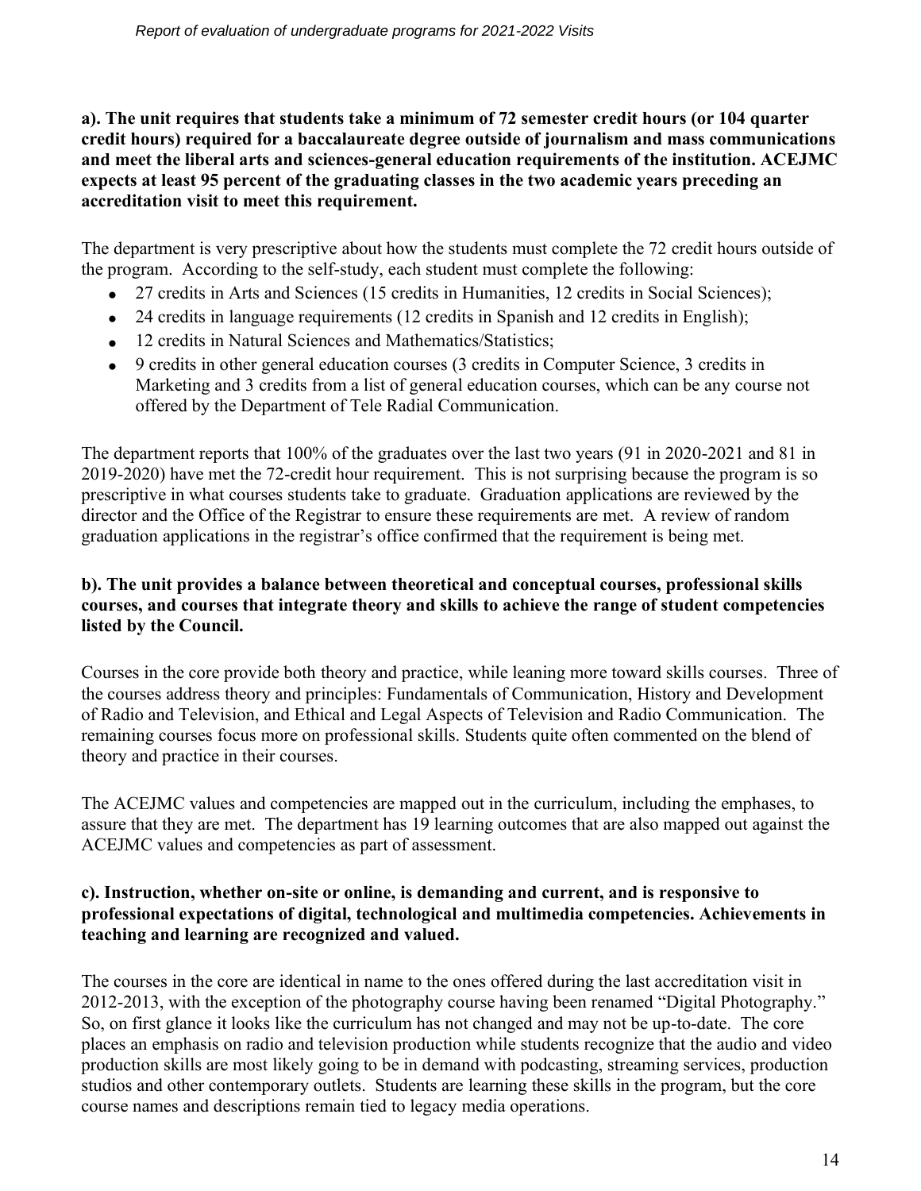**a). The unit requires that students take a minimum of 72 semester credit hours (or 104 quarter credit hours) required for a baccalaureate degree outside of journalism and mass communications and meet the liberal arts and sciences-general education requirements of the institution. ACEJMC expects at least 95 percent of the graduating classes in the two academic years preceding an accreditation visit to meet this requirement.**

The department is very prescriptive about how the students must complete the 72 credit hours outside of the program. According to the self-study, each student must complete the following:

- 27 credits in Arts and Sciences (15 credits in Humanities, 12 credits in Social Sciences);
- 24 credits in language requirements (12 credits in Spanish and 12 credits in English);
- 12 credits in Natural Sciences and Mathematics/Statistics;
- 9 credits in other general education courses (3 credits in Computer Science, 3 credits in Marketing and 3 credits from a list of general education courses, which can be any course not offered by the Department of Tele Radial Communication.

The department reports that 100% of the graduates over the last two years (91 in 2020-2021 and 81 in 2019-2020) have met the 72-credit hour requirement. This is not surprising because the program is so prescriptive in what courses students take to graduate. Graduation applications are reviewed by the director and the Office of the Registrar to ensure these requirements are met. A review of random graduation applications in the registrar's office confirmed that the requirement is being met.

**b). The unit provides a balance between theoretical and conceptual courses, professional skills courses, and courses that integrate theory and skills to achieve the range of student competencies listed by the Council.**

Courses in the core provide both theory and practice, while leaning more toward skills courses. Three of the courses address theory and principles: Fundamentals of Communication, History and Development of Radio and Television, and Ethical and Legal Aspects of Television and Radio Communication. The remaining courses focus more on professional skills. Students quite often commented on the blend of theory and practice in their courses.

The ACEJMC values and competencies are mapped out in the curriculum, including the emphases, to assure that they are met. The department has 19 learning outcomes that are also mapped out against the ACEJMC values and competencies as part of assessment.

**c). Instruction, whether on-site or online, is demanding and current, and is responsive to professional expectations of digital, technological and multimedia competencies. Achievements in teaching and learning are recognized and valued.**

The courses in the core are identical in name to the ones offered during the last accreditation visit in 2012-2013, with the exception of the photography course having been renamed "Digital Photography." So, on first glance it looks like the curriculum has not changed and may not be up-to-date. The core places an emphasis on radio and television production while students recognize that the audio and video production skills are most likely going to be in demand with podcasting, streaming services, production studios and other contemporary outlets. Students are learning these skills in the program, but the core course names and descriptions remain tied to legacy media operations.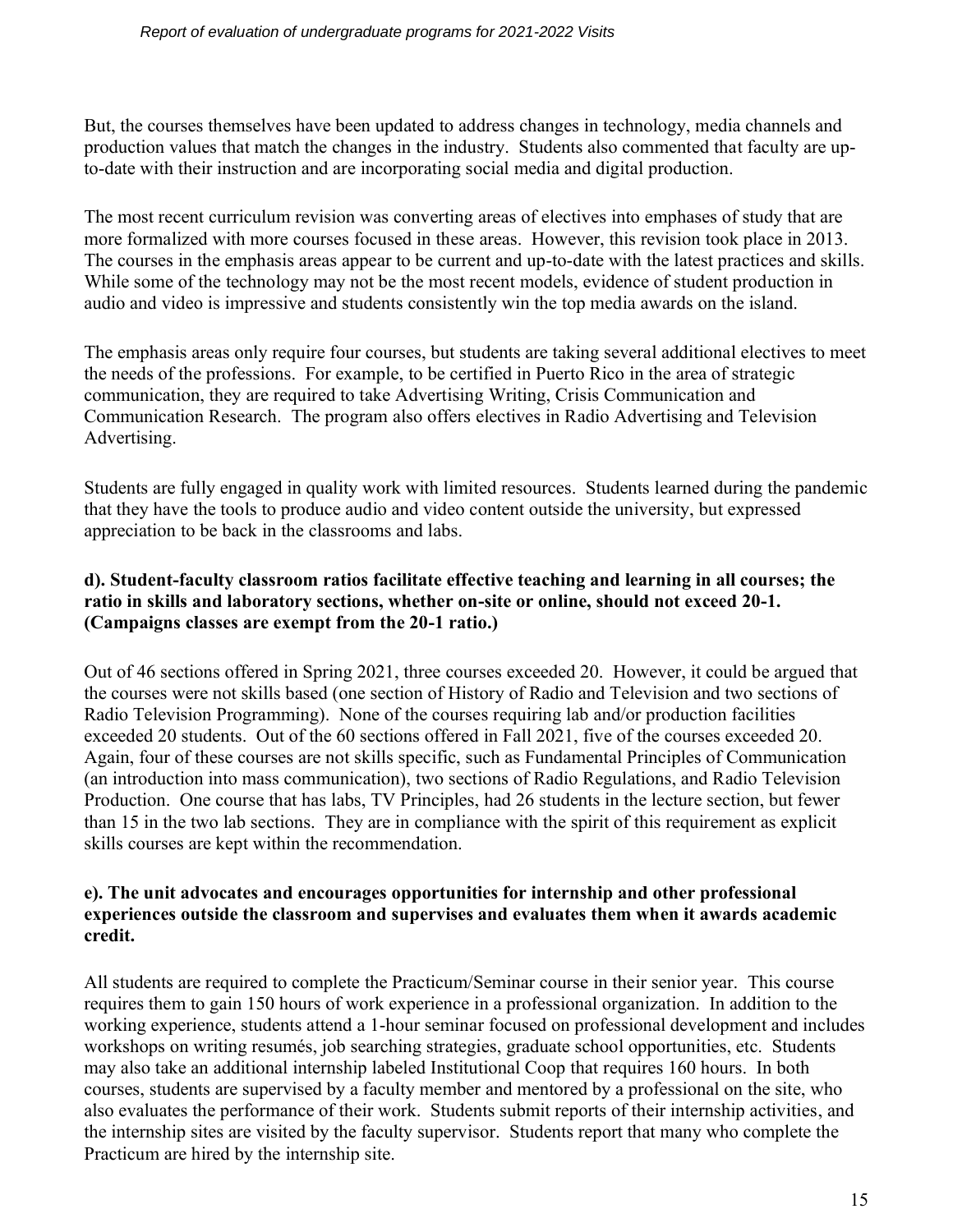But, the courses themselves have been updated to address changes in technology, media channels and production values that match the changes in the industry. Students also commented that faculty are up-to-date with their instruction and are incorporating social media and digital production.

The most recent curriculum revision was converting areas of electives into emphases of study that are more formalized with more courses focused in these areas. However, this revision took place in 2013. The courses in the emphasis areas appear to be current and up-to-date with the latest practices and skills. While some of the technology may not be the most recent models, evidence of student production in audio and video is impressive and students consistently win the top media awards on the island.

The emphasis areas only require four courses, but students are taking several additional electives to meet the needs of the professions. For example, to be certified in Puerto Rico in the area of strategic communication, they are required to take Advertising Writing, Crisis Communication and Communication Research. The program also offers electives in Radio Advertising and Television Advertising.

Students are fully engaged in quality work with limited resources. Students learned during the pandemic that they have the tools to produce audio and video content outside the university, but expressed appreciation to be back in the classrooms and labs.

**d). Student-faculty classroom ratios facilitate effective teaching and learning in all courses; the ratio in skills and laboratory sections, whether on-site or online, should not exceed 20-1. (Campaigns classes are exempt from the 20-1 ratio.)**

Out of 46 sections offered in Spring 2021, three courses exceeded 20. However, it could be argued that the courses were not skills based (one section of History of Radio and Television and two sections of Radio Television Programming). None of the courses requiring lab and/or production facilities exceeded 20 students. Out of the 60 sections offered in Fall 2021, five of the courses exceeded 20. Again, four of these courses are not skills specific, such as Fundamental Principles of Communication (an introduction into mass communication), two sections of Radio Regulations, and Radio Television Production. One course that has labs, TV Principles, had 26 students in the lecture section, but fewer than 15 in the two lab sections. They are in compliance with the spirit of this requirement as explicit skills courses are kept within the recommendation.

**e). The unit advocates and encourages opportunities for internship and other professional experiences outside the classroom and supervises and evaluates them when it awards academic credit.**

All students are required to complete the Practicum/Seminar course in their senior year. This course requires them to gain 150 hours of work experience in a professional organization. In addition to the working experience, students attend a 1-hour seminar focused on professional development and includes workshops on writing resumés, job searching strategies, graduate school opportunities, etc. Students may also take an additional internship labeled Institutional Coop that requires 160 hours. In both courses, students are supervised by a faculty member and mentored by a professional on the site, who also evaluates the performance of their work. Students submit reports of their internship activities, and the internship sites are visited by the faculty supervisor. Students report that many who complete the Practicum are hired by the internship site.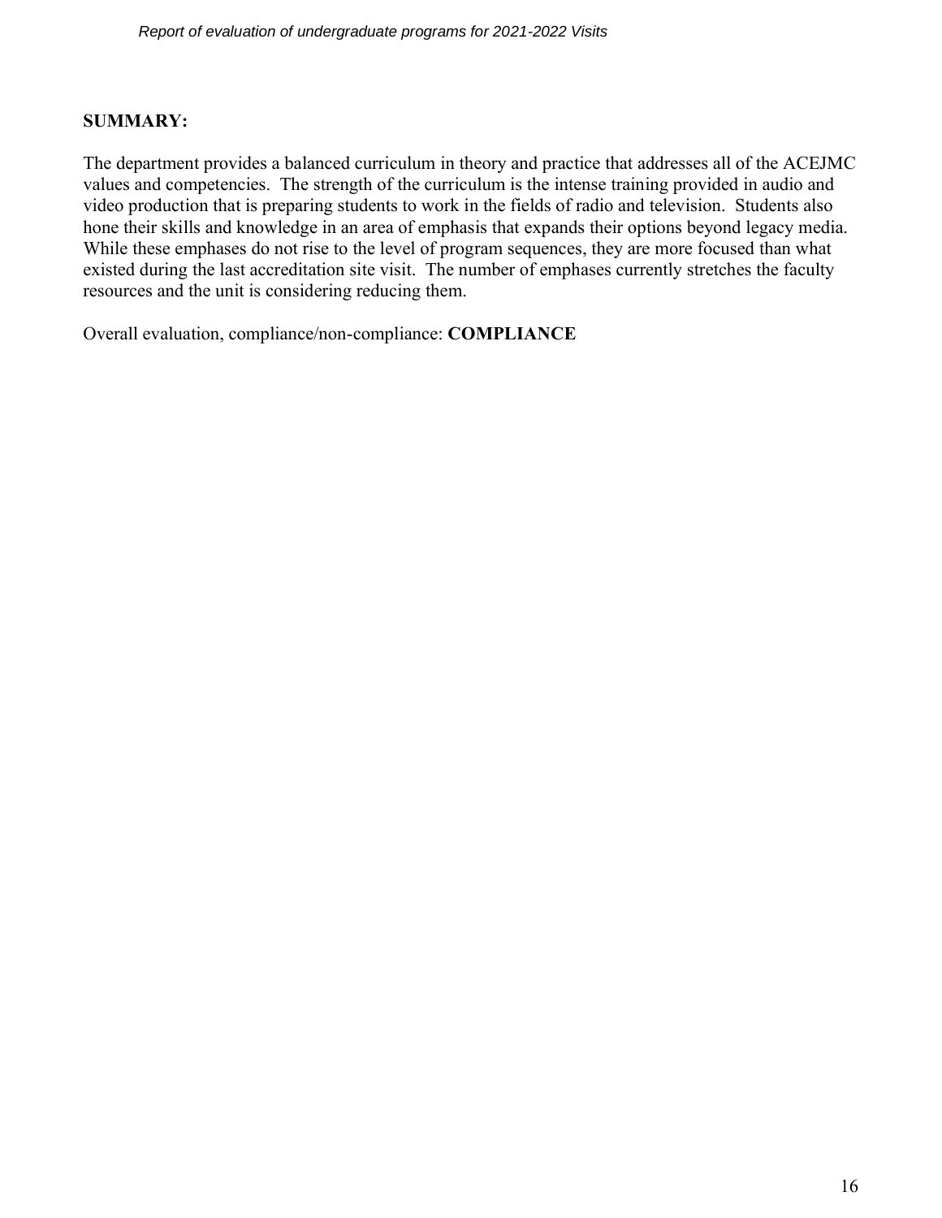**SUMMARY:**

The department provides a balanced curriculum in theory and practice that addresses all of the ACEJMC values and competencies. The strength of the curriculum is the intense training provided in audio and video production that is preparing students to work in the fields of radio and television. Students also hone their skills and knowledge in an area of emphasis that expands their options beyond legacy media. While these emphases do not rise to the level of program sequences, they are more focused than what existed during the last accreditation site visit. The number of emphases currently stretches the faculty resources and the unit is considering reducing them.

Overall evaluation, compliance/non-compliance: **COMPLIANCE**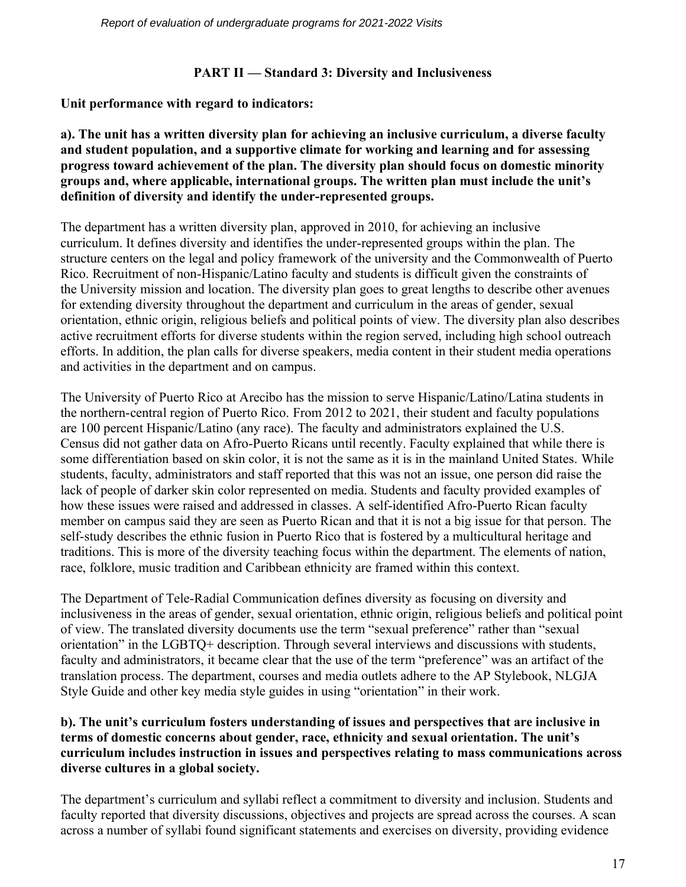## PART II — Standard 3: Diversity and Inclusiveness

**Unit performance with regard to indicators:**

**a). The unit has a written diversity plan for achieving an inclusive curriculum, a diverse faculty and student population, and a supportive climate for working and learning and for assessing progress toward achievement of the plan. The diversity plan should focus on domestic minority groups and, where applicable, international groups. The written plan must include the unit's definition of diversity and identify the under-represented groups.**

The department has a written diversity plan, approved in 2010, for achieving an inclusive curriculum. It defines diversity and identifies the under-represented groups within the plan. The structure centers on the legal and policy framework of the university and the Commonwealth of Puerto Rico. Recruitment of non-Hispanic/Latino faculty and students is difficult given the constraints of the University mission and location. The diversity plan goes to great lengths to describe other avenues for extending diversity throughout the department and curriculum in the areas of gender, sexual orientation, ethnic origin, religious beliefs and political points of view. The diversity plan also describes active recruitment efforts for diverse students within the region served, including high school outreach efforts. In addition, the plan calls for diverse speakers, media content in their student media operations and activities in the department and on campus.

The University of Puerto Rico at Arecibo has the mission to serve Hispanic/Latino/Latina students in the northern-central region of Puerto Rico. From 2012 to 2021, their student and faculty populations are 100 percent Hispanic/Latino (any race). The faculty and administrators explained the U.S. Census did not gather data on Afro-Puerto Ricans until recently. Faculty explained that while there is some differentiation based on skin color, it is not the same as it is in the mainland United States. While students, faculty, administrators and staff reported that this was not an issue, one person did raise the lack of people of darker skin color represented on media. Students and faculty provided examples of how these issues were raised and addressed in classes. A self-identified Afro-Puerto Rican faculty member on campus said they are seen as Puerto Rican and that it is not a big issue for that person. The self-study describes the ethnic fusion in Puerto Rico that is fostered by a multicultural heritage and traditions. This is more of the diversity teaching focus within the department. The elements of nation, race, folklore, music tradition and Caribbean ethnicity are framed within this context.

The Department of Tele-Radial Communication defines diversity as focusing on diversity and inclusiveness in the areas of gender, sexual orientation, ethnic origin, religious beliefs and political point of view. The translated diversity documents use the term "sexual preference" rather than "sexual orientation" in the LGBTQ+ description. Through several interviews and discussions with students, faculty and administrators, it became clear that the use of the term "preference" was an artifact of the translation process. The department, courses and media outlets adhere to the AP Stylebook, NLGJA Style Guide and other key media style guides in using "orientation" in their work.

**b). The unit's curriculum fosters understanding of issues and perspectives that are inclusive in terms of domestic concerns about gender, race, ethnicity and sexual orientation. The unit's curriculum includes instruction in issues and perspectives relating to mass communications across diverse cultures in a global society.**

The department's curriculum and syllabi reflect a commitment to diversity and inclusion. Students and faculty reported that diversity discussions, objectives and projects are spread across the courses. A scan across a number of syllabi found significant statements and exercises on diversity, providing evidence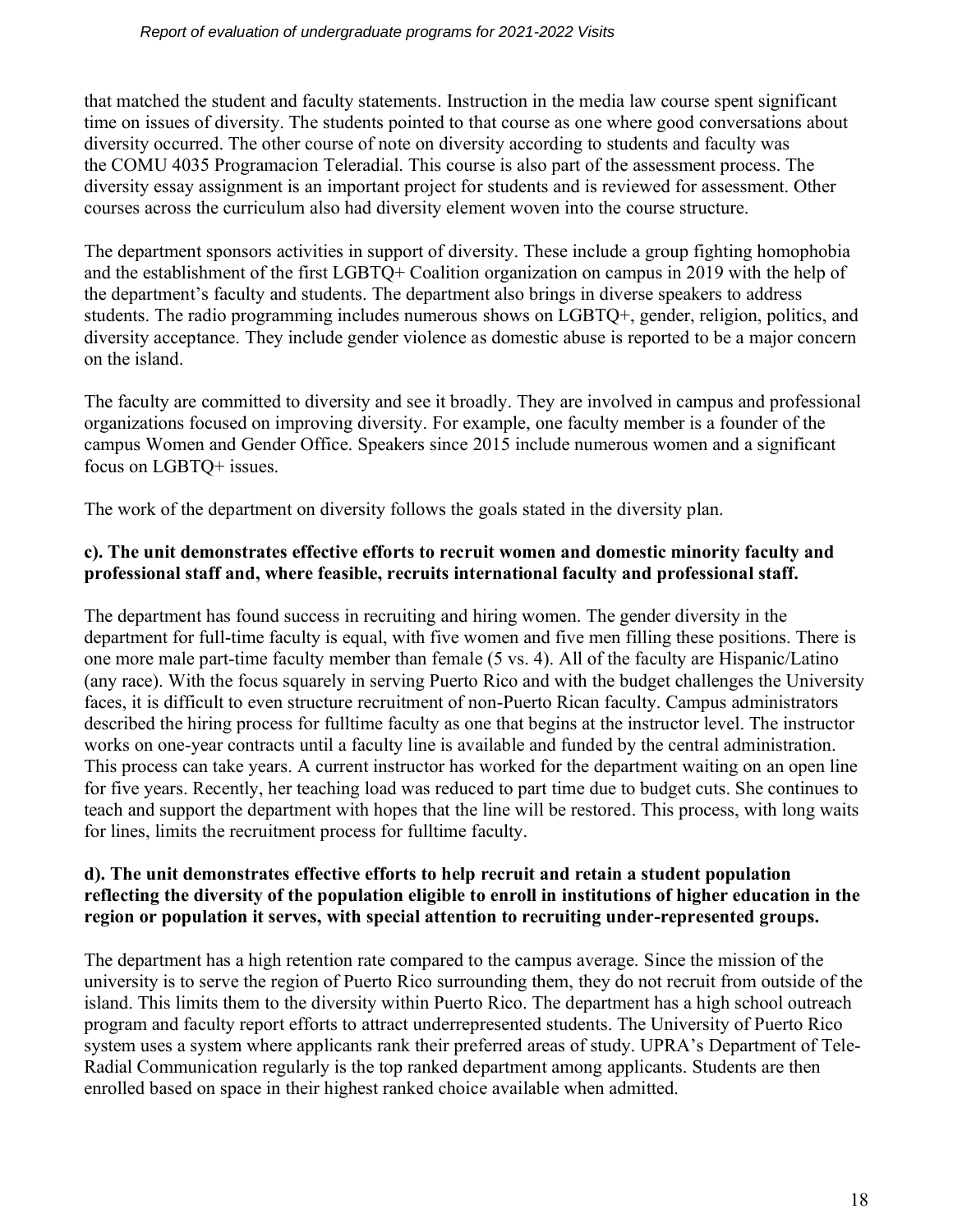that matched the student and faculty statements. Instruction in the media law course spent significant time on issues of diversity. The students pointed to that course as one where good conversations about diversity occurred. The other course of note on diversity according to students and faculty was the COMU 4035 Programacion Teleradial. This course is also part of the assessment process. The diversity essay assignment is an important project for students and is reviewed for assessment. Other courses across the curriculum also had diversity element woven into the course structure.

The department sponsors activities in support of diversity. These include a group fighting homophobia and the establishment of the first LGBTQ+ Coalition organization on campus in 2019 with the help of the department's faculty and students. The department also brings in diverse speakers to address students. The radio programming includes numerous shows on LGBTQ+, gender, religion, politics, and diversity acceptance. They include gender violence as domestic abuse is reported to be a major concern on the island.

The faculty are committed to diversity and see it broadly. They are involved in campus and professional organizations focused on improving diversity. For example, one faculty member is a founder of the campus Women and Gender Office. Speakers since 2015 include numerous women and a significant focus on LGBTQ+ issues.

The work of the department on diversity follows the goals stated in the diversity plan.

**c). The unit demonstrates effective efforts to recruit women and domestic minority faculty and professional staff and, where feasible, recruits international faculty and professional staff.**

The department has found success in recruiting and hiring women. The gender diversity in the department for full-time faculty is equal, with five women and five men filling these positions. There is one more male part-time faculty member than female (5 vs. 4). All of the faculty are Hispanic/Latino (any race). With the focus squarely in serving Puerto Rico and with the budget challenges the University faces, it is difficult to even structure recruitment of non-Puerto Rican faculty. Campus administrators described the hiring process for fulltime faculty as one that begins at the instructor level. The instructor works on one-year contracts until a faculty line is available and funded by the central administration. This process can take years. A current instructor has worked for the department waiting on an open line for five years. Recently, her teaching load was reduced to part time due to budget cuts. She continues to teach and support the department with hopes that the line will be restored. This process, with long waits for lines, limits the recruitment process for fulltime faculty.

**d). The unit demonstrates effective efforts to help recruit and retain a student population reflecting the diversity of the population eligible to enroll in institutions of higher education in the region or population it serves, with special attention to recruiting under-represented groups.**

The department has a high retention rate compared to the campus average. Since the mission of the university is to serve the region of Puerto Rico surrounding them, they do not recruit from outside of the island. This limits them to the diversity within Puerto Rico. The department has a high school outreach program and faculty report efforts to attract underrepresented students. The University of Puerto Rico system uses a system where applicants rank their preferred areas of study. UPRA's Department of Tele-Radial Communication regularly is the top ranked department among applicants. Students are then enrolled based on space in their highest ranked choice available when admitted.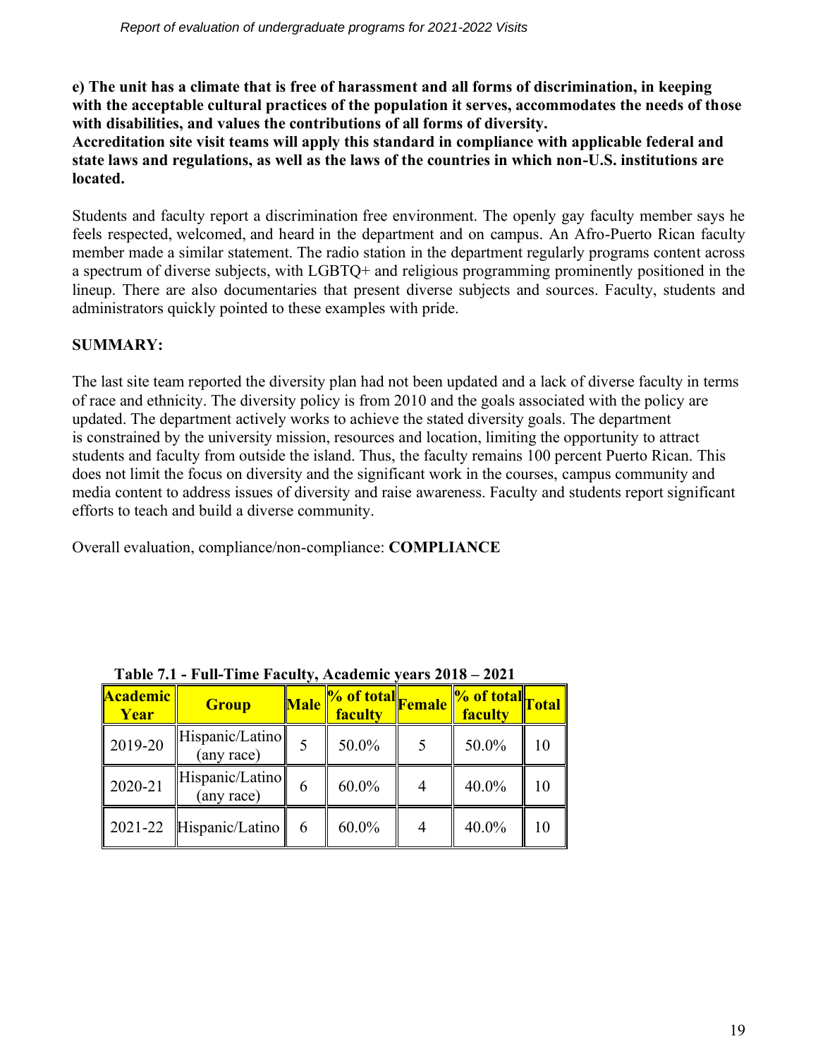**e) The unit has a climate that is free of harassment and all forms of discrimination, in keeping with the acceptable cultural practices of the population it serves, accommodates the needs of those with disabilities, and values the contributions of all forms of diversity.**
**Accreditation site visit teams will apply this standard in compliance with applicable federal and state laws and regulations, as well as the laws of the countries in which non-U.S. institutions are located.**

Students and faculty report a discrimination free environment. The openly gay faculty member says he feels respected, welcomed, and heard in the department and on campus. An Afro-Puerto Rican faculty member made a similar statement. The radio station in the department regularly programs content across a spectrum of diverse subjects, with LGBTQ+ and religious programming prominently positioned in the lineup. There are also documentaries that present diverse subjects and sources. Faculty, students and administrators quickly pointed to these examples with pride.

**SUMMARY:**

The last site team reported the diversity plan had not been updated and a lack of diverse faculty in terms of race and ethnicity. The diversity policy is from 2010 and the goals associated with the policy are updated. The department actively works to achieve the stated diversity goals. The department is constrained by the university mission, resources and location, limiting the opportunity to attract students and faculty from outside the island. Thus, the faculty remains 100 percent Puerto Rican. This does not limit the focus on diversity and the significant work in the courses, campus community and media content to address issues of diversity and raise awareness. Faculty and students report significant efforts to teach and build a diverse community.

Overall evaluation, compliance/non-compliance: **COMPLIANCE**

**Table 7.1 - Full-Time Faculty, Academic years 2018 – 2021**

| Academic Year | Group | Male | % of total faculty | Female | % of total faculty | Total |
|---|---|---|---|---|---|---|
| 2019-20 | Hispanic/Latino (any race) | 5 | 50.0% | 5 | 50.0% | 10 |
| 2020-21 | Hispanic/Latino (any race) | 6 | 60.0% | 4 | 40.0% | 10 |
| 2021-22 | Hispanic/Latino | 6 | 60.0% | 4 | 40.0% | 10 |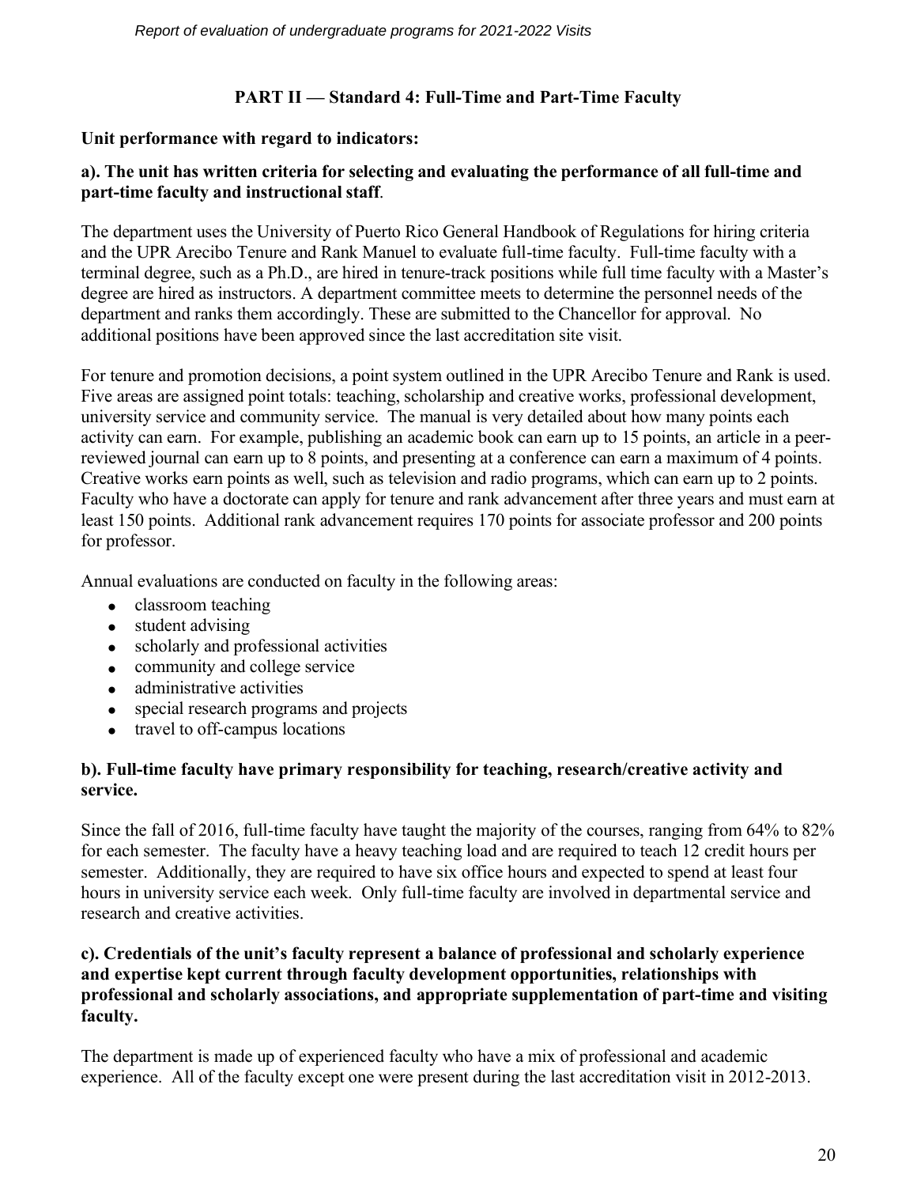## PART II — Standard 4: Full-Time and Part-Time Faculty

**Unit performance with regard to indicators:**

**a). The unit has written criteria for selecting and evaluating the performance of all full-time and part-time faculty and instructional staff**.

The department uses the University of Puerto Rico General Handbook of Regulations for hiring criteria and the UPR Arecibo Tenure and Rank Manuel to evaluate full-time faculty. Full-time faculty with a terminal degree, such as a Ph.D., are hired in tenure-track positions while full time faculty with a Master's degree are hired as instructors. A department committee meets to determine the personnel needs of the department and ranks them accordingly. These are submitted to the Chancellor for approval. No additional positions have been approved since the last accreditation site visit.

For tenure and promotion decisions, a point system outlined in the UPR Arecibo Tenure and Rank is used. Five areas are assigned point totals: teaching, scholarship and creative works, professional development, university service and community service. The manual is very detailed about how many points each activity can earn. For example, publishing an academic book can earn up to 15 points, an article in a peer-reviewed journal can earn up to 8 points, and presenting at a conference can earn a maximum of 4 points. Creative works earn points as well, such as television and radio programs, which can earn up to 2 points. Faculty who have a doctorate can apply for tenure and rank advancement after three years and must earn at least 150 points. Additional rank advancement requires 170 points for associate professor and 200 points for professor.

Annual evaluations are conducted on faculty in the following areas:

- classroom teaching
- student advising
- scholarly and professional activities
- community and college service
- administrative activities
- special research programs and projects
- travel to off-campus locations

**b). Full-time faculty have primary responsibility for teaching, research/creative activity and service.**

Since the fall of 2016, full-time faculty have taught the majority of the courses, ranging from 64% to 82% for each semester. The faculty have a heavy teaching load and are required to teach 12 credit hours per semester. Additionally, they are required to have six office hours and expected to spend at least four hours in university service each week. Only full-time faculty are involved in departmental service and research and creative activities.

**c). Credentials of the unit's faculty represent a balance of professional and scholarly experience and expertise kept current through faculty development opportunities, relationships with professional and scholarly associations, and appropriate supplementation of part-time and visiting faculty.**

The department is made up of experienced faculty who have a mix of professional and academic experience. All of the faculty except one were present during the last accreditation visit in 2012-2013.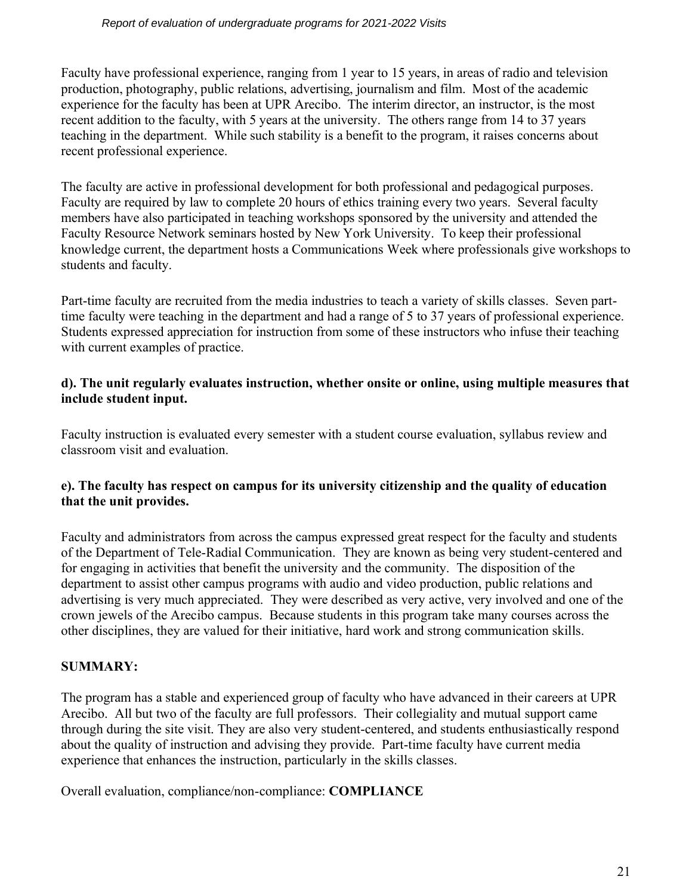Faculty have professional experience, ranging from 1 year to 15 years, in areas of radio and television production, photography, public relations, advertising, journalism and film. Most of the academic experience for the faculty has been at UPR Arecibo. The interim director, an instructor, is the most recent addition to the faculty, with 5 years at the university. The others range from 14 to 37 years teaching in the department. While such stability is a benefit to the program, it raises concerns about recent professional experience.

The faculty are active in professional development for both professional and pedagogical purposes. Faculty are required by law to complete 20 hours of ethics training every two years. Several faculty members have also participated in teaching workshops sponsored by the university and attended the Faculty Resource Network seminars hosted by New York University. To keep their professional knowledge current, the department hosts a Communications Week where professionals give workshops to students and faculty.

Part-time faculty are recruited from the media industries to teach a variety of skills classes. Seven part-time faculty were teaching in the department and had a range of 5 to 37 years of professional experience. Students expressed appreciation for instruction from some of these instructors who infuse their teaching with current examples of practice.

**d). The unit regularly evaluates instruction, whether onsite or online, using multiple measures that include student input.**

Faculty instruction is evaluated every semester with a student course evaluation, syllabus review and classroom visit and evaluation.

**e). The faculty has respect on campus for its university citizenship and the quality of education that the unit provides.**

Faculty and administrators from across the campus expressed great respect for the faculty and students of the Department of Tele-Radial Communication. They are known as being very student-centered and for engaging in activities that benefit the university and the community. The disposition of the department to assist other campus programs with audio and video production, public relations and advertising is very much appreciated. They were described as very active, very involved and one of the crown jewels of the Arecibo campus. Because students in this program take many courses across the other disciplines, they are valued for their initiative, hard work and strong communication skills.

**SUMMARY:**

The program has a stable and experienced group of faculty who have advanced in their careers at UPR Arecibo. All but two of the faculty are full professors. Their collegiality and mutual support came through during the site visit. They are also very student-centered, and students enthusiastically respond about the quality of instruction and advising they provide. Part-time faculty have current media experience that enhances the instruction, particularly in the skills classes.

Overall evaluation, compliance/non-compliance: **COMPLIANCE**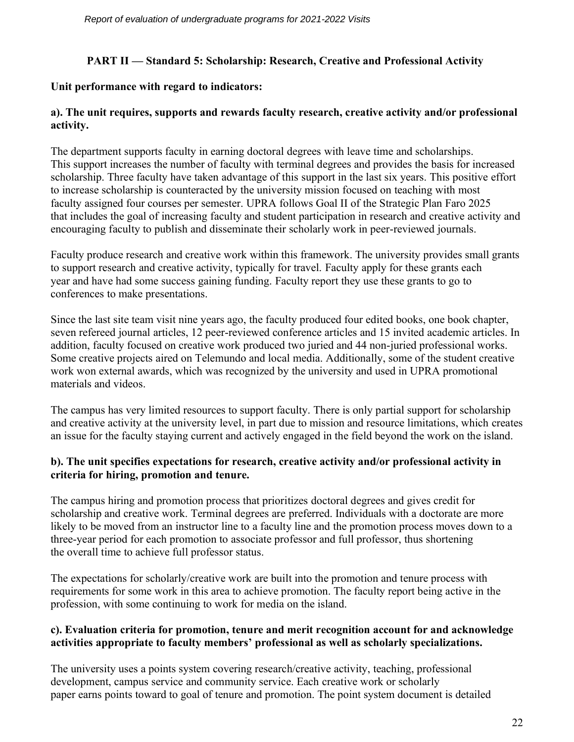## PART II — Standard 5: Scholarship: Research, Creative and Professional Activity

**Unit performance with regard to indicators:**

**a). The unit requires, supports and rewards faculty research, creative activity and/or professional activity.**

The department supports faculty in earning doctoral degrees with leave time and scholarships. This support increases the number of faculty with terminal degrees and provides the basis for increased scholarship. Three faculty have taken advantage of this support in the last six years. This positive effort to increase scholarship is counteracted by the university mission focused on teaching with most faculty assigned four courses per semester. UPRA follows Goal II of the Strategic Plan Faro 2025 that includes the goal of increasing faculty and student participation in research and creative activity and encouraging faculty to publish and disseminate their scholarly work in peer-reviewed journals.

Faculty produce research and creative work within this framework. The university provides small grants to support research and creative activity, typically for travel. Faculty apply for these grants each year and have had some success gaining funding. Faculty report they use these grants to go to conferences to make presentations.

Since the last site team visit nine years ago, the faculty produced four edited books, one book chapter, seven refereed journal articles, 12 peer-reviewed conference articles and 15 invited academic articles. In addition, faculty focused on creative work produced two juried and 44 non-juried professional works. Some creative projects aired on Telemundo and local media. Additionally, some of the student creative work won external awards, which was recognized by the university and used in UPRA promotional materials and videos.

The campus has very limited resources to support faculty. There is only partial support for scholarship and creative activity at the university level, in part due to mission and resource limitations, which creates an issue for the faculty staying current and actively engaged in the field beyond the work on the island.

**b). The unit specifies expectations for research, creative activity and/or professional activity in criteria for hiring, promotion and tenure.**

The campus hiring and promotion process that prioritizes doctoral degrees and gives credit for scholarship and creative work. Terminal degrees are preferred. Individuals with a doctorate are more likely to be moved from an instructor line to a faculty line and the promotion process moves down to a three-year period for each promotion to associate professor and full professor, thus shortening the overall time to achieve full professor status.

The expectations for scholarly/creative work are built into the promotion and tenure process with requirements for some work in this area to achieve promotion. The faculty report being active in the profession, with some continuing to work for media on the island.

**c). Evaluation criteria for promotion, tenure and merit recognition account for and acknowledge activities appropriate to faculty members' professional as well as scholarly specializations.**

The university uses a points system covering research/creative activity, teaching, professional development, campus service and community service. Each creative work or scholarly paper earns points toward to goal of tenure and promotion. The point system document is detailed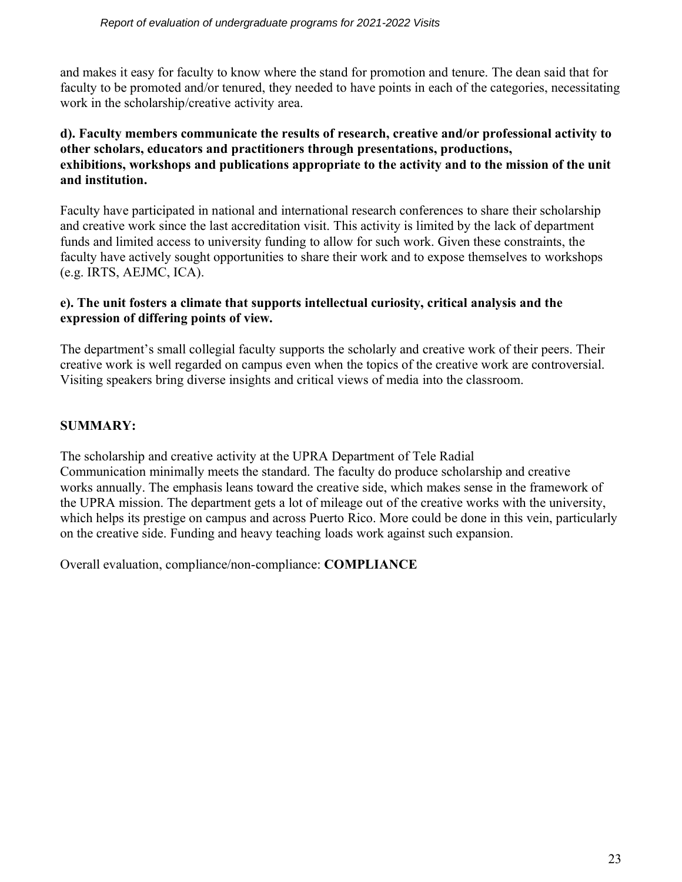and makes it easy for faculty to know where the stand for promotion and tenure. The dean said that for faculty to be promoted and/or tenured, they needed to have points in each of the categories, necessitating work in the scholarship/creative activity area.

**d). Faculty members communicate the results of research, creative and/or professional activity to other scholars, educators and practitioners through presentations, productions, exhibitions, workshops and publications appropriate to the activity and to the mission of the unit and institution.**

Faculty have participated in national and international research conferences to share their scholarship and creative work since the last accreditation visit. This activity is limited by the lack of department funds and limited access to university funding to allow for such work. Given these constraints, the faculty have actively sought opportunities to share their work and to expose themselves to workshops (e.g. IRTS, AEJMC, ICA).

**e). The unit fosters a climate that supports intellectual curiosity, critical analysis and the expression of differing points of view.**

The department's small collegial faculty supports the scholarly and creative work of their peers. Their creative work is well regarded on campus even when the topics of the creative work are controversial. Visiting speakers bring diverse insights and critical views of media into the classroom.

**SUMMARY:**

The scholarship and creative activity at the UPRA Department of Tele Radial Communication minimally meets the standard. The faculty do produce scholarship and creative works annually. The emphasis leans toward the creative side, which makes sense in the framework of the UPRA mission. The department gets a lot of mileage out of the creative works with the university, which helps its prestige on campus and across Puerto Rico. More could be done in this vein, particularly on the creative side. Funding and heavy teaching loads work against such expansion.

Overall evaluation, compliance/non-compliance: **COMPLIANCE**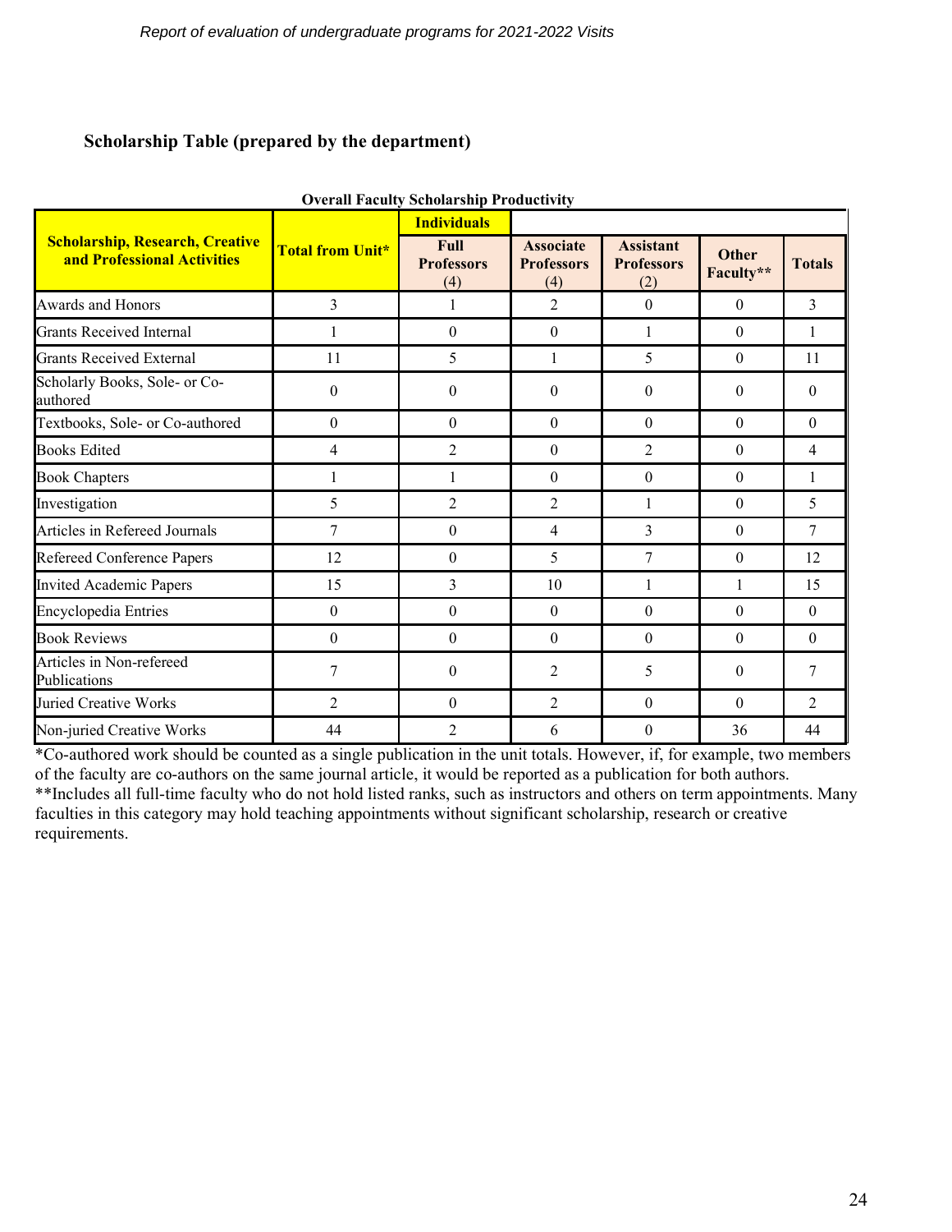## Scholarship Table (prepared by the department)

**Overall Faculty Scholarship Productivity**

| Scholarship, Research, Creative and Professional Activities | Total from Unit* | Individuals | | | | |
|---|---|---|---|---|---|---|
| | | Full Professors (4) | Associate Professors (4) | Assistant Professors (2) | Other Faculty** | Totals |
| Awards and Honors | 3 | 1 | 2 | 0 | 0 | 3 |
| Grants Received Internal | 1 | 0 | 0 | 1 | 0 | 1 |
| Grants Received External | 11 | 5 | 1 | 5 | 0 | 11 |
| Scholarly Books, Sole- or Co-authored | 0 | 0 | 0 | 0 | 0 | 0 |
| Textbooks, Sole- or Co-authored | 0 | 0 | 0 | 0 | 0 | 0 |
| Books Edited | 4 | 2 | 0 | 2 | 0 | 4 |
| Book Chapters | 1 | 1 | 0 | 0 | 0 | 1 |
| Investigation | 5 | 2 | 2 | 1 | 0 | 5 |
| Articles in Refereed Journals | 7 | 0 | 4 | 3 | 0 | 7 |
| Refereed Conference Papers | 12 | 0 | 5 | 7 | 0 | 12 |
| Invited Academic Papers | 15 | 3 | 10 | 1 | 1 | 15 |
| Encyclopedia Entries | 0 | 0 | 0 | 0 | 0 | 0 |
| Book Reviews | 0 | 0 | 0 | 0 | 0 | 0 |
| Articles in Non-refereed Publications | 7 | 0 | 2 | 5 | 0 | 7 |
| Juried Creative Works | 2 | 0 | 2 | 0 | 0 | 2 |
| Non-juried Creative Works | 44 | 2 | 6 | 0 | 36 | 44 |

*Co-authored work should be counted as a single publication in the unit totals. However, if, for example, two members of the faculty are co-authors on the same journal article, it would be reported as a publication for both authors.
**Includes all full-time faculty who do not hold listed ranks, such as instructors and others on term appointments. Many faculties in this category may hold teaching appointments without significant scholarship, research or creative requirements.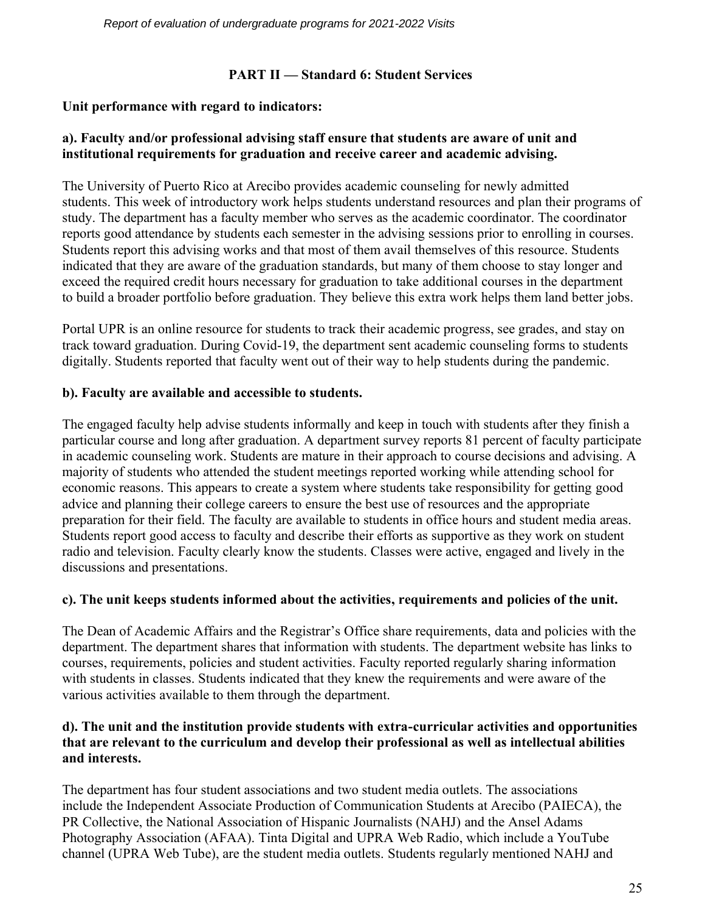## PART II — Standard 6: Student Services

**Unit performance with regard to indicators:**

**a). Faculty and/or professional advising staff ensure that students are aware of unit and institutional requirements for graduation and receive career and academic advising.**

The University of Puerto Rico at Arecibo provides academic counseling for newly admitted students. This week of introductory work helps students understand resources and plan their programs of study. The department has a faculty member who serves as the academic coordinator. The coordinator reports good attendance by students each semester in the advising sessions prior to enrolling in courses. Students report this advising works and that most of them avail themselves of this resource. Students indicated that they are aware of the graduation standards, but many of them choose to stay longer and exceed the required credit hours necessary for graduation to take additional courses in the department to build a broader portfolio before graduation. They believe this extra work helps them land better jobs.

Portal UPR is an online resource for students to track their academic progress, see grades, and stay on track toward graduation. During Covid-19, the department sent academic counseling forms to students digitally. Students reported that faculty went out of their way to help students during the pandemic.

**b). Faculty are available and accessible to students.**

The engaged faculty help advise students informally and keep in touch with students after they finish a particular course and long after graduation. A department survey reports 81 percent of faculty participate in academic counseling work. Students are mature in their approach to course decisions and advising. A majority of students who attended the student meetings reported working while attending school for economic reasons. This appears to create a system where students take responsibility for getting good advice and planning their college careers to ensure the best use of resources and the appropriate preparation for their field. The faculty are available to students in office hours and student media areas. Students report good access to faculty and describe their efforts as supportive as they work on student radio and television. Faculty clearly know the students. Classes were active, engaged and lively in the discussions and presentations.

**c). The unit keeps students informed about the activities, requirements and policies of the unit.**

The Dean of Academic Affairs and the Registrar's Office share requirements, data and policies with the department. The department shares that information with students. The department website has links to courses, requirements, policies and student activities. Faculty reported regularly sharing information with students in classes. Students indicated that they knew the requirements and were aware of the various activities available to them through the department.

**d). The unit and the institution provide students with extra-curricular activities and opportunities that are relevant to the curriculum and develop their professional as well as intellectual abilities and interests.**

The department has four student associations and two student media outlets. The associations include the Independent Associate Production of Communication Students at Arecibo (PAIECA), the PR Collective, the National Association of Hispanic Journalists (NAHJ) and the Ansel Adams Photography Association (AFAA). Tinta Digital and UPRA Web Radio, which include a YouTube channel (UPRA Web Tube), are the student media outlets. Students regularly mentioned NAHJ and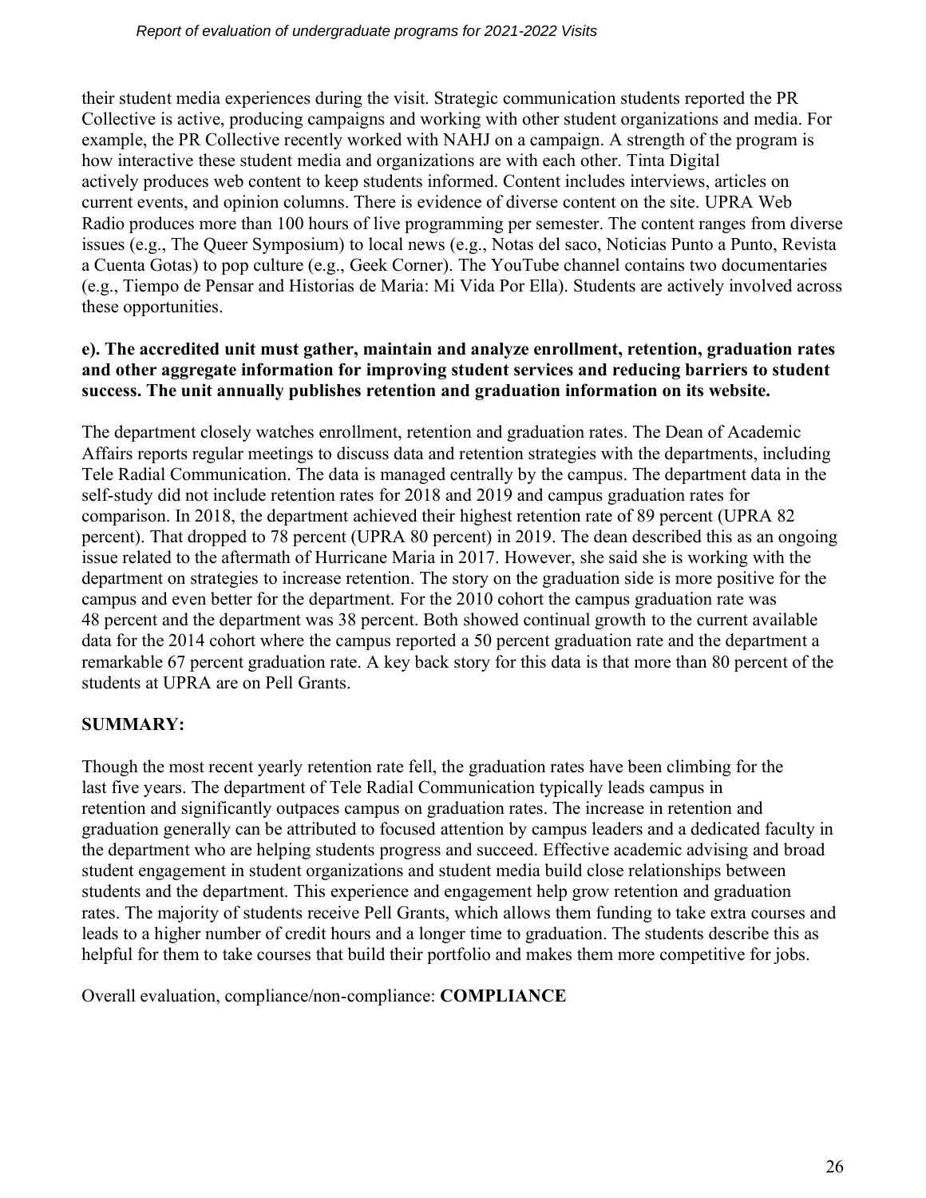their student media experiences during the visit. Strategic communication students reported the PR Collective is active, producing campaigns and working with other student organizations and media. For example, the PR Collective recently worked with NAHJ on a campaign. A strength of the program is how interactive these student media and organizations are with each other. Tinta Digital actively produces web content to keep students informed. Content includes interviews, articles on current events, and opinion columns. There is evidence of diverse content on the site. UPRA Web Radio produces more than 100 hours of live programming per semester. The content ranges from diverse issues (e.g., The Queer Symposium) to local news (e.g., Notas del saco, Noticias Punto a Punto, Revista a Cuenta Gotas) to pop culture (e.g., Geek Corner). The YouTube channel contains two documentaries (e.g., Tiempo de Pensar and Historias de Maria: Mi Vida Por Ella). Students are actively involved across these opportunities.

**e). The accredited unit must gather, maintain and analyze enrollment, retention, graduation rates and other aggregate information for improving student services and reducing barriers to student success. The unit annually publishes retention and graduation information on its website.**

The department closely watches enrollment, retention and graduation rates. The Dean of Academic Affairs reports regular meetings to discuss data and retention strategies with the departments, including Tele Radial Communication. The data is managed centrally by the campus. The department data in the self-study did not include retention rates for 2018 and 2019 and campus graduation rates for comparison. In 2018, the department achieved their highest retention rate of 89 percent (UPRA 82 percent). That dropped to 78 percent (UPRA 80 percent) in 2019. The dean described this as an ongoing issue related to the aftermath of Hurricane Maria in 2017. However, she said she is working with the department on strategies to increase retention. The story on the graduation side is more positive for the campus and even better for the department. For the 2010 cohort the campus graduation rate was 48 percent and the department was 38 percent. Both showed continual growth to the current available data for the 2014 cohort where the campus reported a 50 percent graduation rate and the department a remarkable 67 percent graduation rate. A key back story for this data is that more than 80 percent of the students at UPRA are on Pell Grants.

**SUMMARY:**

Though the most recent yearly retention rate fell, the graduation rates have been climbing for the last five years. The department of Tele Radial Communication typically leads campus in retention and significantly outpaces campus on graduation rates. The increase in retention and graduation generally can be attributed to focused attention by campus leaders and a dedicated faculty in the department who are helping students progress and succeed. Effective academic advising and broad student engagement in student organizations and student media build close relationships between students and the department. This experience and engagement help grow retention and graduation rates. The majority of students receive Pell Grants, which allows them funding to take extra courses and leads to a higher number of credit hours and a longer time to graduation. The students describe this as helpful for them to take courses that build their portfolio and makes them more competitive for jobs.

Overall evaluation, compliance/non-compliance: **COMPLIANCE**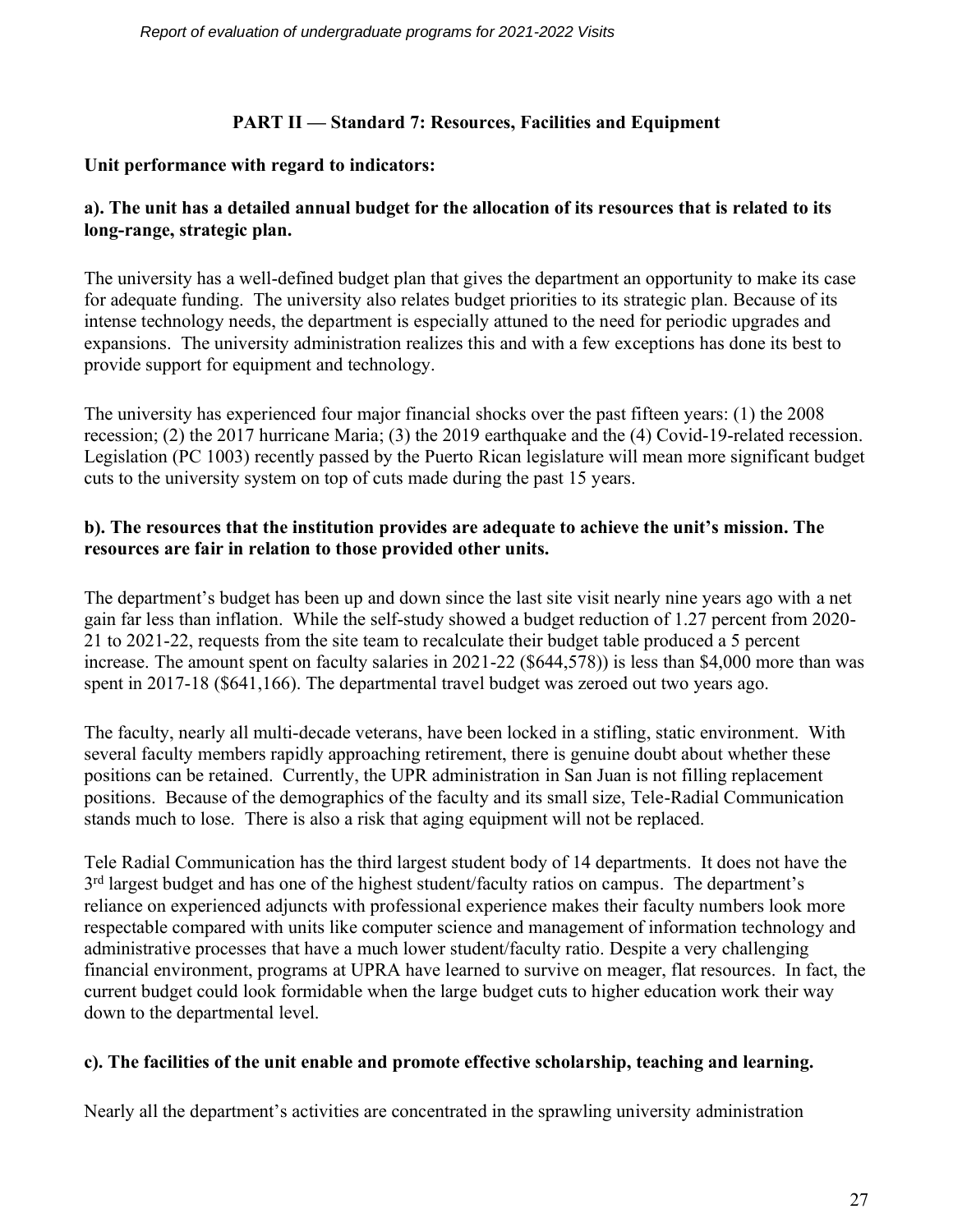## PART II — Standard 7: Resources, Facilities and Equipment

**Unit performance with regard to indicators:**

**a). The unit has a detailed annual budget for the allocation of its resources that is related to its long-range, strategic plan.**

The university has a well-defined budget plan that gives the department an opportunity to make its case for adequate funding. The university also relates budget priorities to its strategic plan. Because of its intense technology needs, the department is especially attuned to the need for periodic upgrades and expansions. The university administration realizes this and with a few exceptions has done its best to provide support for equipment and technology.

The university has experienced four major financial shocks over the past fifteen years: (1) the 2008 recession; (2) the 2017 hurricane Maria; (3) the 2019 earthquake and the (4) Covid-19-related recession. Legislation (PC 1003) recently passed by the Puerto Rican legislature will mean more significant budget cuts to the university system on top of cuts made during the past 15 years.

**b). The resources that the institution provides are adequate to achieve the unit's mission. The resources are fair in relation to those provided other units.**

The department's budget has been up and down since the last site visit nearly nine years ago with a net gain far less than inflation. While the self-study showed a budget reduction of 1.27 percent from 2020-21 to 2021-22, requests from the site team to recalculate their budget table produced a 5 percent increase. The amount spent on faculty salaries in 2021-22 ($644,578)) is less than $4,000 more than was spent in 2017-18 ($641,166). The departmental travel budget was zeroed out two years ago.

The faculty, nearly all multi-decade veterans, have been locked in a stifling, static environment. With several faculty members rapidly approaching retirement, there is genuine doubt about whether these positions can be retained. Currently, the UPR administration in San Juan is not filling replacement positions. Because of the demographics of the faculty and its small size, Tele-Radial Communication stands much to lose. There is also a risk that aging equipment will not be replaced.

Tele Radial Communication has the third largest student body of 14 departments. It does not have the 3rd largest budget and has one of the highest student/faculty ratios on campus. The department's reliance on experienced adjuncts with professional experience makes their faculty numbers look more respectable compared with units like computer science and management of information technology and administrative processes that have a much lower student/faculty ratio. Despite a very challenging financial environment, programs at UPRA have learned to survive on meager, flat resources. In fact, the current budget could look formidable when the large budget cuts to higher education work their way down to the departmental level.

**c). The facilities of the unit enable and promote effective scholarship, teaching and learning.**

Nearly all the department's activities are concentrated in the sprawling university administration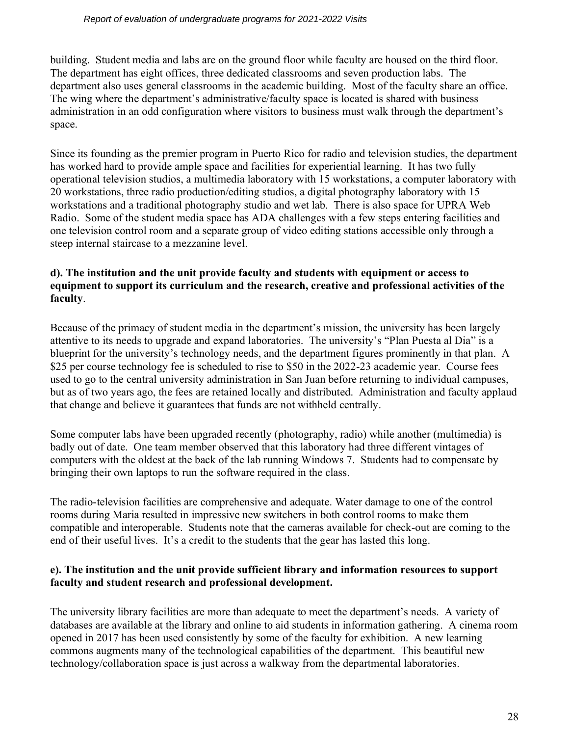building. Student media and labs are on the ground floor while faculty are housed on the third floor. The department has eight offices, three dedicated classrooms and seven production labs. The department also uses general classrooms in the academic building. Most of the faculty share an office. The wing where the department's administrative/faculty space is located is shared with business administration in an odd configuration where visitors to business must walk through the department's space.

Since its founding as the premier program in Puerto Rico for radio and television studies, the department has worked hard to provide ample space and facilities for experiential learning. It has two fully operational television studios, a multimedia laboratory with 15 workstations, a computer laboratory with 20 workstations, three radio production/editing studios, a digital photography laboratory with 15 workstations and a traditional photography studio and wet lab. There is also space for UPRA Web Radio. Some of the student media space has ADA challenges with a few steps entering facilities and one television control room and a separate group of video editing stations accessible only through a steep internal staircase to a mezzanine level.

**d). The institution and the unit provide faculty and students with equipment or access to equipment to support its curriculum and the research, creative and professional activities of the faculty**.

Because of the primacy of student media in the department's mission, the university has been largely attentive to its needs to upgrade and expand laboratories. The university's "Plan Puesta al Dia" is a blueprint for the university's technology needs, and the department figures prominently in that plan. A $25 per course technology fee is scheduled to rise to $50 in the 2022-23 academic year. Course fees used to go to the central university administration in San Juan before returning to individual campuses, but as of two years ago, the fees are retained locally and distributed. Administration and faculty applaud that change and believe it guarantees that funds are not withheld centrally.

Some computer labs have been upgraded recently (photography, radio) while another (multimedia) is badly out of date. One team member observed that this laboratory had three different vintages of computers with the oldest at the back of the lab running Windows 7. Students had to compensate by bringing their own laptops to run the software required in the class.

The radio-television facilities are comprehensive and adequate. Water damage to one of the control rooms during Maria resulted in impressive new switchers in both control rooms to make them compatible and interoperable. Students note that the cameras available for check-out are coming to the end of their useful lives. It's a credit to the students that the gear has lasted this long.

**e). The institution and the unit provide sufficient library and information resources to support faculty and student research and professional development.**

The university library facilities are more than adequate to meet the department's needs. A variety of databases are available at the library and online to aid students in information gathering. A cinema room opened in 2017 has been used consistently by some of the faculty for exhibition. A new learning commons augments many of the technological capabilities of the department. This beautiful new technology/collaboration space is just across a walkway from the departmental laboratories.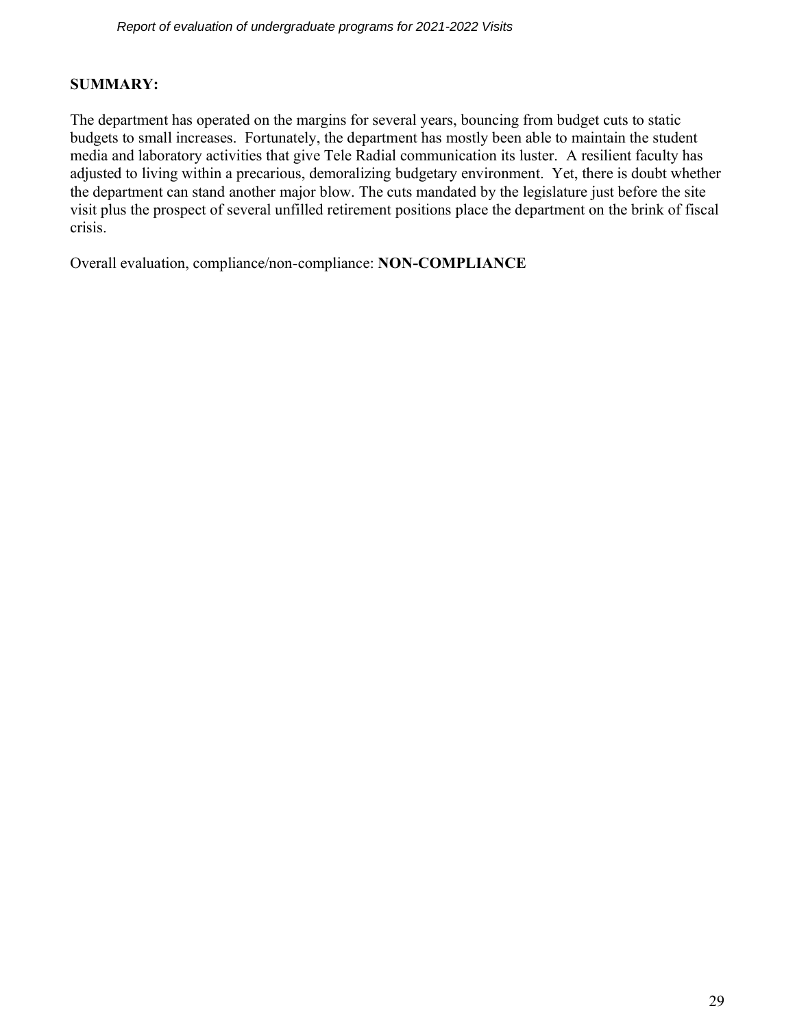**SUMMARY:**

The department has operated on the margins for several years, bouncing from budget cuts to static budgets to small increases. Fortunately, the department has mostly been able to maintain the student media and laboratory activities that give Tele Radial communication its luster. A resilient faculty has adjusted to living within a precarious, demoralizing budgetary environment. Yet, there is doubt whether the department can stand another major blow. The cuts mandated by the legislature just before the site visit plus the prospect of several unfilled retirement positions place the department on the brink of fiscal crisis.

Overall evaluation, compliance/non-compliance: **NON-COMPLIANCE**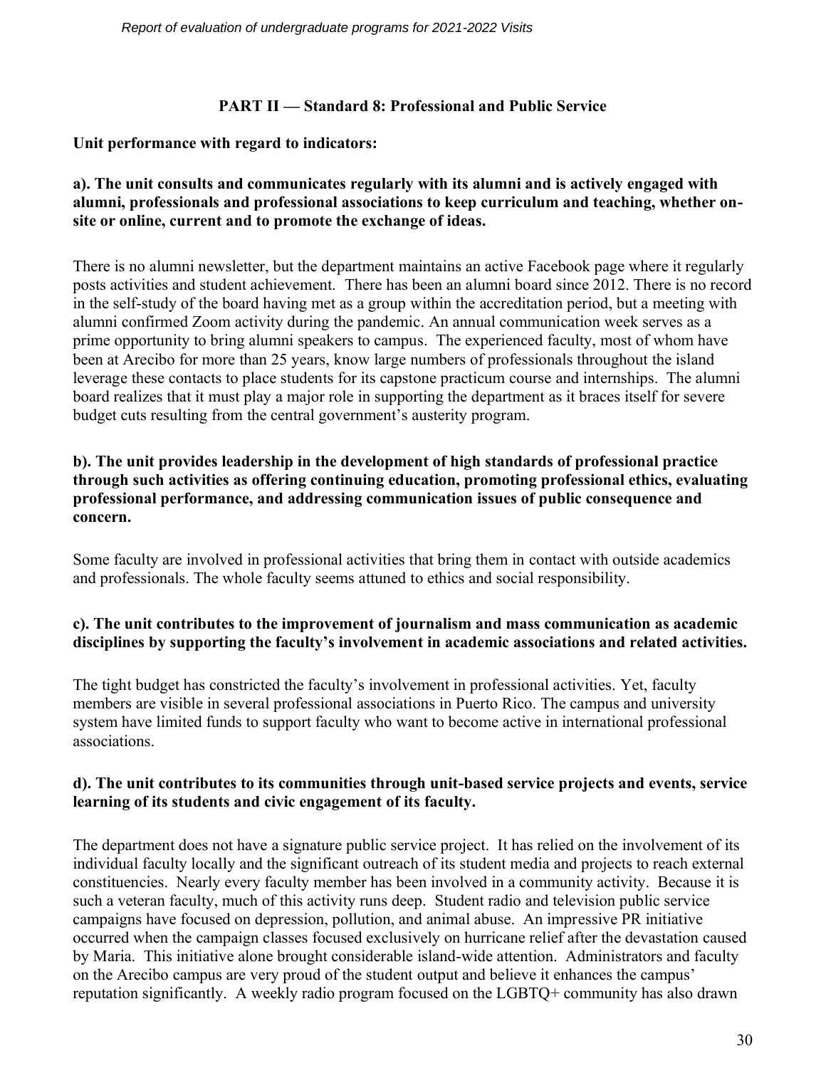## PART II — Standard 8: Professional and Public Service

**Unit performance with regard to indicators:**

**a). The unit consults and communicates regularly with its alumni and is actively engaged with alumni, professionals and professional associations to keep curriculum and teaching, whether on-site or online, current and to promote the exchange of ideas.**

There is no alumni newsletter, but the department maintains an active Facebook page where it regularly posts activities and student achievement. There has been an alumni board since 2012. There is no record in the self-study of the board having met as a group within the accreditation period, but a meeting with alumni confirmed Zoom activity during the pandemic. An annual communication week serves as a prime opportunity to bring alumni speakers to campus. The experienced faculty, most of whom have been at Arecibo for more than 25 years, know large numbers of professionals throughout the island leverage these contacts to place students for its capstone practicum course and internships. The alumni board realizes that it must play a major role in supporting the department as it braces itself for severe budget cuts resulting from the central government's austerity program.

**b). The unit provides leadership in the development of high standards of professional practice through such activities as offering continuing education, promoting professional ethics, evaluating professional performance, and addressing communication issues of public consequence and concern.**

Some faculty are involved in professional activities that bring them in contact with outside academics and professionals. The whole faculty seems attuned to ethics and social responsibility.

**c). The unit contributes to the improvement of journalism and mass communication as academic disciplines by supporting the faculty's involvement in academic associations and related activities.**

The tight budget has constricted the faculty's involvement in professional activities. Yet, faculty members are visible in several professional associations in Puerto Rico. The campus and university system have limited funds to support faculty who want to become active in international professional associations.

**d). The unit contributes to its communities through unit-based service projects and events, service learning of its students and civic engagement of its faculty.**

The department does not have a signature public service project. It has relied on the involvement of its individual faculty locally and the significant outreach of its student media and projects to reach external constituencies. Nearly every faculty member has been involved in a community activity. Because it is such a veteran faculty, much of this activity runs deep. Student radio and television public service campaigns have focused on depression, pollution, and animal abuse. An impressive PR initiative occurred when the campaign classes focused exclusively on hurricane relief after the devastation caused by Maria. This initiative alone brought considerable island-wide attention. Administrators and faculty on the Arecibo campus are very proud of the student output and believe it enhances the campus' reputation significantly. A weekly radio program focused on the LGBTQ+ community has also drawn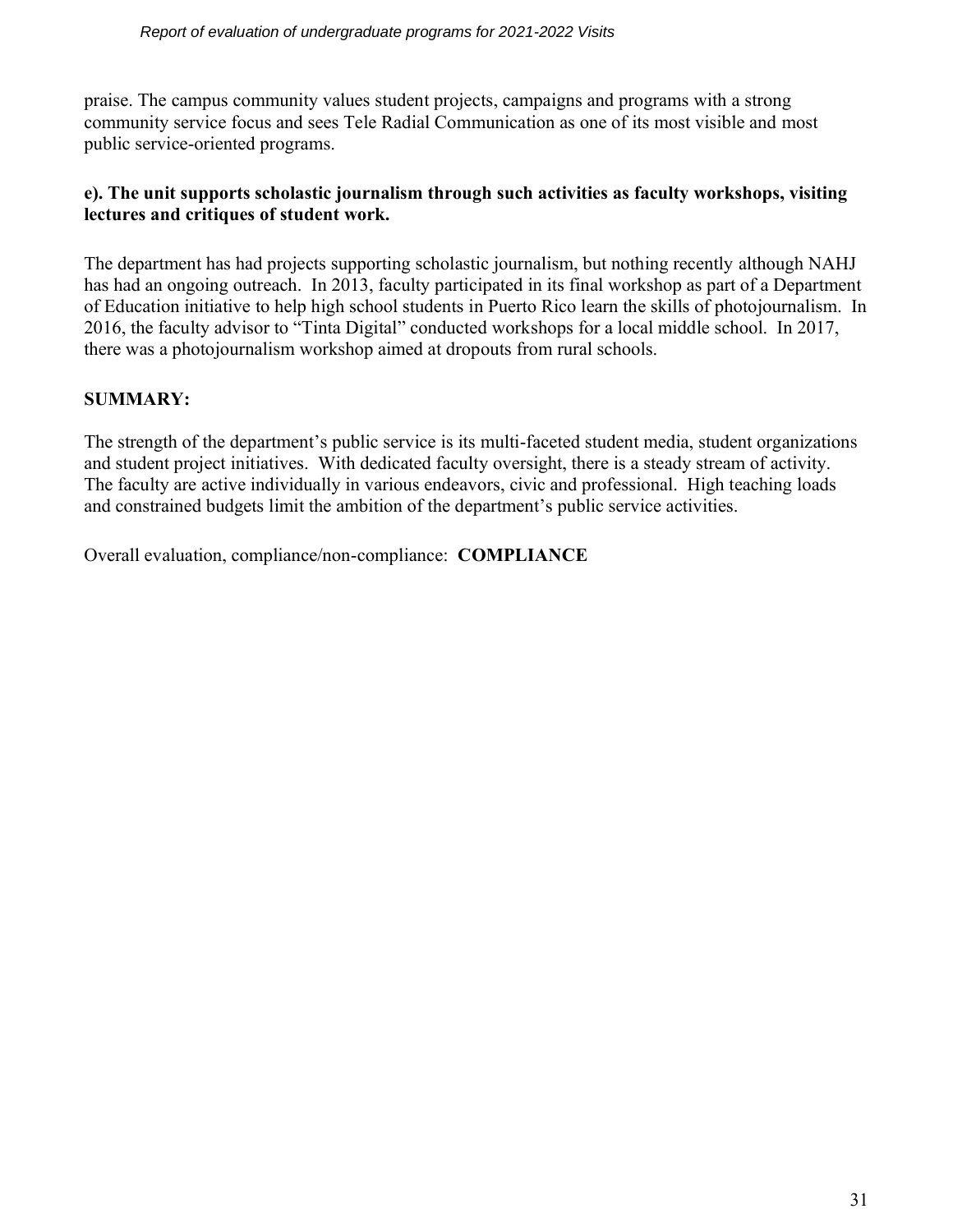praise. The campus community values student projects, campaigns and programs with a strong community service focus and sees Tele Radial Communication as one of its most visible and most public service-oriented programs.

**e). The unit supports scholastic journalism through such activities as faculty workshops, visiting lectures and critiques of student work.**

The department has had projects supporting scholastic journalism, but nothing recently although NAHJ has had an ongoing outreach. In 2013, faculty participated in its final workshop as part of a Department of Education initiative to help high school students in Puerto Rico learn the skills of photojournalism. In 2016, the faculty advisor to "Tinta Digital" conducted workshops for a local middle school. In 2017, there was a photojournalism workshop aimed at dropouts from rural schools.

**SUMMARY:**

The strength of the department's public service is its multi-faceted student media, student organizations and student project initiatives. With dedicated faculty oversight, there is a steady stream of activity. The faculty are active individually in various endeavors, civic and professional. High teaching loads and constrained budgets limit the ambition of the department's public service activities.

Overall evaluation, compliance/non-compliance: **COMPLIANCE**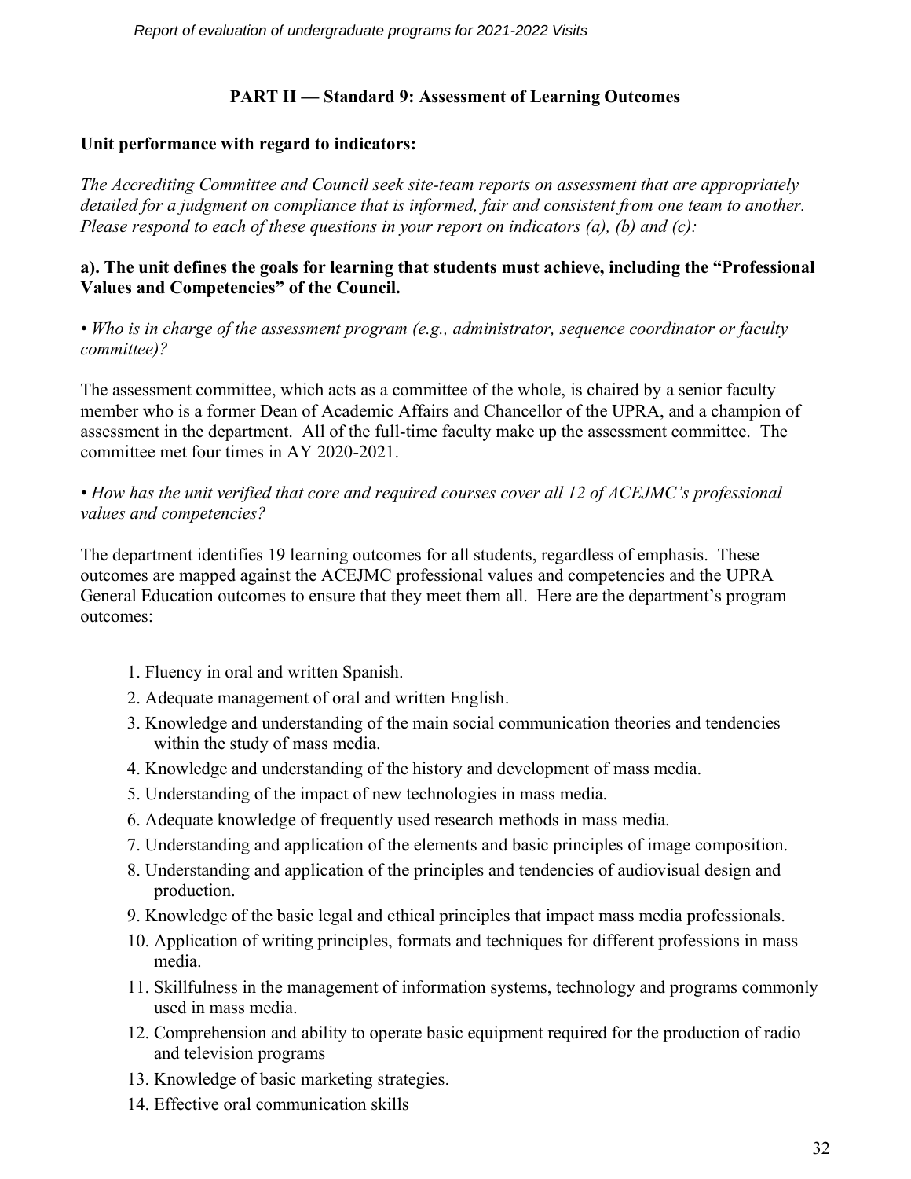## PART II — Standard 9: Assessment of Learning Outcomes

**Unit performance with regard to indicators:**

*The Accrediting Committee and Council seek site-team reports on assessment that are appropriately detailed for a judgment on compliance that is informed, fair and consistent from one team to another. Please respond to each of these questions in your report on indicators (a), (b) and (c):*

**a). The unit defines the goals for learning that students must achieve, including the "Professional Values and Competencies" of the Council.**

*• Who is in charge of the assessment program (e.g., administrator, sequence coordinator or faculty committee)?*

The assessment committee, which acts as a committee of the whole, is chaired by a senior faculty member who is a former Dean of Academic Affairs and Chancellor of the UPRA, and a champion of assessment in the department. All of the full-time faculty make up the assessment committee. The committee met four times in AY 2020-2021.

*• How has the unit verified that core and required courses cover all 12 of ACEJMC's professional values and competencies?*

The department identifies 19 learning outcomes for all students, regardless of emphasis. These outcomes are mapped against the ACEJMC professional values and competencies and the UPRA General Education outcomes to ensure that they meet them all. Here are the department's program outcomes:

1. Fluency in oral and written Spanish.
2. Adequate management of oral and written English.
3. Knowledge and understanding of the main social communication theories and tendencies within the study of mass media.
4. Knowledge and understanding of the history and development of mass media.
5. Understanding of the impact of new technologies in mass media.
6. Adequate knowledge of frequently used research methods in mass media.
7. Understanding and application of the elements and basic principles of image composition.
8. Understanding and application of the principles and tendencies of audiovisual design and production.
9. Knowledge of the basic legal and ethical principles that impact mass media professionals.
10. Application of writing principles, formats and techniques for different professions in mass media.
11. Skillfulness in the management of information systems, technology and programs commonly used in mass media.
12. Comprehension and ability to operate basic equipment required for the production of radio and television programs
13. Knowledge of basic marketing strategies.
14. Effective oral communication skills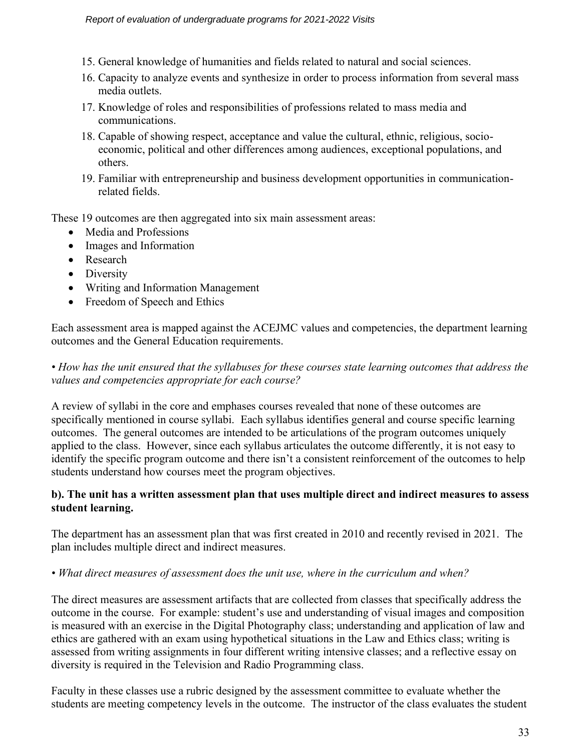15. General knowledge of humanities and fields related to natural and social sciences.
16. Capacity to analyze events and synthesize in order to process information from several mass media outlets.
17. Knowledge of roles and responsibilities of professions related to mass media and communications.
18. Capable of showing respect, acceptance and value the cultural, ethnic, religious, socio-economic, political and other differences among audiences, exceptional populations, and others.
19. Familiar with entrepreneurship and business development opportunities in communication-related fields.

These 19 outcomes are then aggregated into six main assessment areas:

- Media and Professions
- Images and Information
- Research
- Diversity
- Writing and Information Management
- Freedom of Speech and Ethics

Each assessment area is mapped against the ACEJMC values and competencies, the department learning outcomes and the General Education requirements.

*• How has the unit ensured that the syllabuses for these courses state learning outcomes that address the values and competencies appropriate for each course?*

A review of syllabi in the core and emphases courses revealed that none of these outcomes are specifically mentioned in course syllabi. Each syllabus identifies general and course specific learning outcomes. The general outcomes are intended to be articulations of the program outcomes uniquely applied to the class. However, since each syllabus articulates the outcome differently, it is not easy to identify the specific program outcome and there isn't a consistent reinforcement of the outcomes to help students understand how courses meet the program objectives.

**b). The unit has a written assessment plan that uses multiple direct and indirect measures to assess student learning.**

The department has an assessment plan that was first created in 2010 and recently revised in 2021. The plan includes multiple direct and indirect measures.

*• What direct measures of assessment does the unit use, where in the curriculum and when?*

The direct measures are assessment artifacts that are collected from classes that specifically address the outcome in the course. For example: student's use and understanding of visual images and composition is measured with an exercise in the Digital Photography class; understanding and application of law and ethics are gathered with an exam using hypothetical situations in the Law and Ethics class; writing is assessed from writing assignments in four different writing intensive classes; and a reflective essay on diversity is required in the Television and Radio Programming class.

Faculty in these classes use a rubric designed by the assessment committee to evaluate whether the students are meeting competency levels in the outcome. The instructor of the class evaluates the student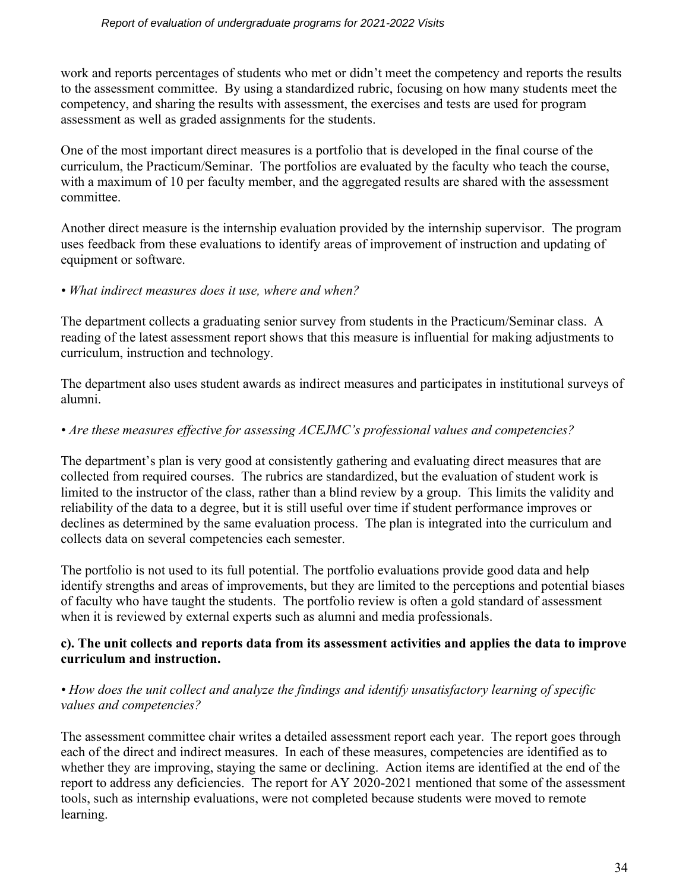work and reports percentages of students who met or didn't meet the competency and reports the results to the assessment committee. By using a standardized rubric, focusing on how many students meet the competency, and sharing the results with assessment, the exercises and tests are used for program assessment as well as graded assignments for the students.

One of the most important direct measures is a portfolio that is developed in the final course of the curriculum, the Practicum/Seminar. The portfolios are evaluated by the faculty who teach the course, with a maximum of 10 per faculty member, and the aggregated results are shared with the assessment committee.

Another direct measure is the internship evaluation provided by the internship supervisor. The program uses feedback from these evaluations to identify areas of improvement of instruction and updating of equipment or software.

*• What indirect measures does it use, where and when?*

The department collects a graduating senior survey from students in the Practicum/Seminar class. A reading of the latest assessment report shows that this measure is influential for making adjustments to curriculum, instruction and technology.

The department also uses student awards as indirect measures and participates in institutional surveys of alumni.

*• Are these measures effective for assessing ACEJMC's professional values and competencies?*

The department's plan is very good at consistently gathering and evaluating direct measures that are collected from required courses. The rubrics are standardized, but the evaluation of student work is limited to the instructor of the class, rather than a blind review by a group. This limits the validity and reliability of the data to a degree, but it is still useful over time if student performance improves or declines as determined by the same evaluation process. The plan is integrated into the curriculum and collects data on several competencies each semester.

The portfolio is not used to its full potential. The portfolio evaluations provide good data and help identify strengths and areas of improvements, but they are limited to the perceptions and potential biases of faculty who have taught the students. The portfolio review is often a gold standard of assessment when it is reviewed by external experts such as alumni and media professionals.

**c). The unit collects and reports data from its assessment activities and applies the data to improve curriculum and instruction.**

*• How does the unit collect and analyze the findings and identify unsatisfactory learning of specific values and competencies?*

The assessment committee chair writes a detailed assessment report each year. The report goes through each of the direct and indirect measures. In each of these measures, competencies are identified as to whether they are improving, staying the same or declining. Action items are identified at the end of the report to address any deficiencies. The report for AY 2020-2021 mentioned that some of the assessment tools, such as internship evaluations, were not completed because students were moved to remote learning.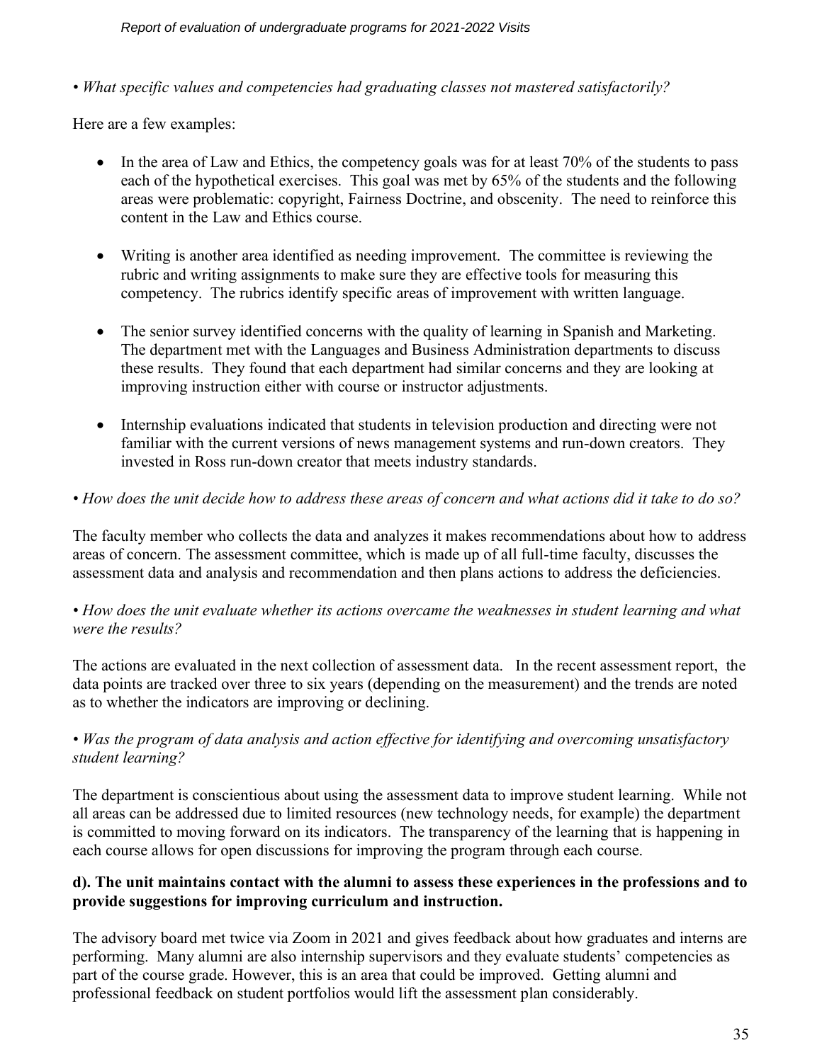*• What specific values and competencies had graduating classes not mastered satisfactorily?*

Here are a few examples:

- In the area of Law and Ethics, the competency goals was for at least 70% of the students to pass each of the hypothetical exercises. This goal was met by 65% of the students and the following areas were problematic: copyright, Fairness Doctrine, and obscenity. The need to reinforce this content in the Law and Ethics course.
- Writing is another area identified as needing improvement. The committee is reviewing the rubric and writing assignments to make sure they are effective tools for measuring this competency. The rubrics identify specific areas of improvement with written language.
- The senior survey identified concerns with the quality of learning in Spanish and Marketing. The department met with the Languages and Business Administration departments to discuss these results. They found that each department had similar concerns and they are looking at improving instruction either with course or instructor adjustments.
- Internship evaluations indicated that students in television production and directing were not familiar with the current versions of news management systems and run-down creators. They invested in Ross run-down creator that meets industry standards.

*• How does the unit decide how to address these areas of concern and what actions did it take to do so?*

The faculty member who collects the data and analyzes it makes recommendations about how to address areas of concern. The assessment committee, which is made up of all full-time faculty, discusses the assessment data and analysis and recommendation and then plans actions to address the deficiencies.

*• How does the unit evaluate whether its actions overcame the weaknesses in student learning and what were the results?*

The actions are evaluated in the next collection of assessment data. In the recent assessment report, the data points are tracked over three to six years (depending on the measurement) and the trends are noted as to whether the indicators are improving or declining.

*• Was the program of data analysis and action effective for identifying and overcoming unsatisfactory student learning?*

The department is conscientious about using the assessment data to improve student learning. While not all areas can be addressed due to limited resources (new technology needs, for example) the department is committed to moving forward on its indicators. The transparency of the learning that is happening in each course allows for open discussions for improving the program through each course.

**d). The unit maintains contact with the alumni to assess these experiences in the professions and to provide suggestions for improving curriculum and instruction.**

The advisory board met twice via Zoom in 2021 and gives feedback about how graduates and interns are performing. Many alumni are also internship supervisors and they evaluate students' competencies as part of the course grade. However, this is an area that could be improved. Getting alumni and professional feedback on student portfolios would lift the assessment plan considerably.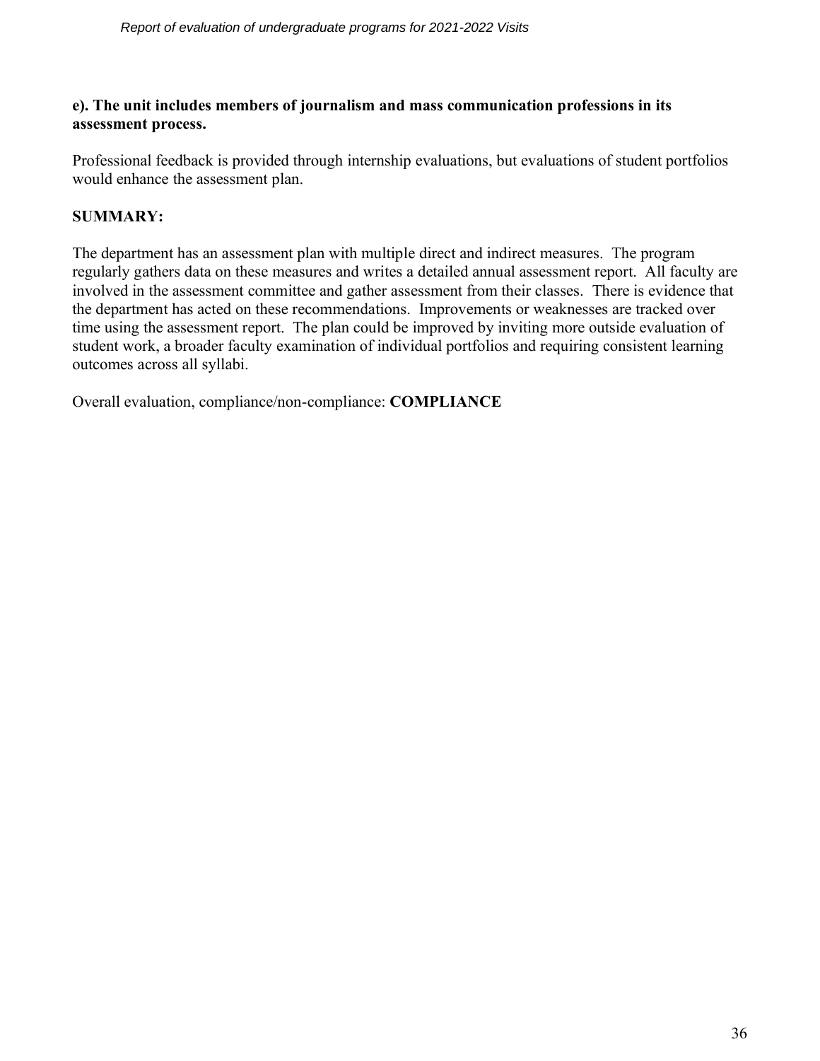**e). The unit includes members of journalism and mass communication professions in its assessment process.**

Professional feedback is provided through internship evaluations, but evaluations of student portfolios would enhance the assessment plan.

**SUMMARY:**

The department has an assessment plan with multiple direct and indirect measures. The program regularly gathers data on these measures and writes a detailed annual assessment report. All faculty are involved in the assessment committee and gather assessment from their classes. There is evidence that the department has acted on these recommendations. Improvements or weaknesses are tracked over time using the assessment report. The plan could be improved by inviting more outside evaluation of student work, a broader faculty examination of individual portfolios and requiring consistent learning outcomes across all syllabi.

Overall evaluation, compliance/non-compliance: **COMPLIANCE**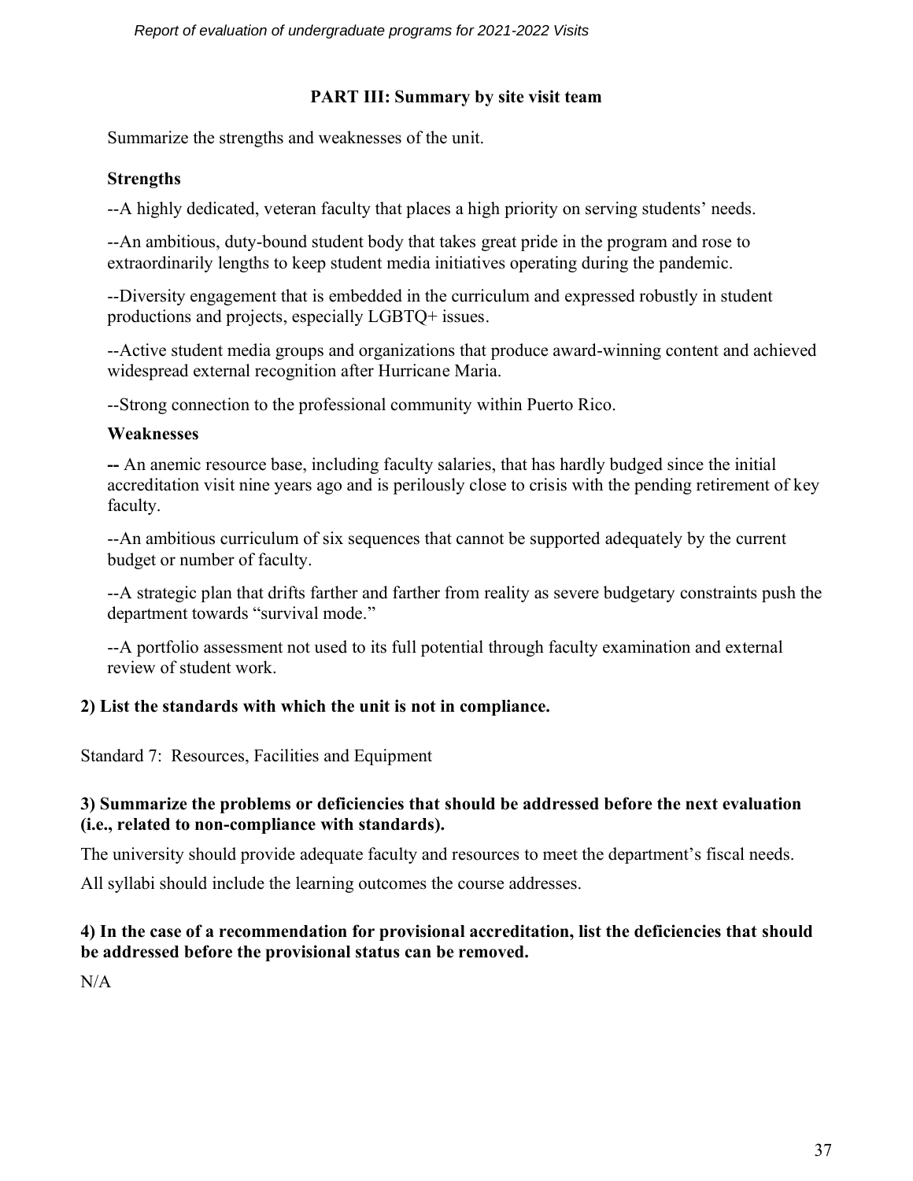## PART III: Summary by site visit team

Summarize the strengths and weaknesses of the unit.

**Strengths**

--A highly dedicated, veteran faculty that places a high priority on serving students' needs.

--An ambitious, duty-bound student body that takes great pride in the program and rose to extraordinarily lengths to keep student media initiatives operating during the pandemic.

--Diversity engagement that is embedded in the curriculum and expressed robustly in student productions and projects, especially LGBTQ+ issues.

--Active student media groups and organizations that produce award-winning content and achieved widespread external recognition after Hurricane Maria.

--Strong connection to the professional community within Puerto Rico.

**Weaknesses**

**--** An anemic resource base, including faculty salaries, that has hardly budged since the initial accreditation visit nine years ago and is perilously close to crisis with the pending retirement of key faculty.

--An ambitious curriculum of six sequences that cannot be supported adequately by the current budget or number of faculty.

--A strategic plan that drifts farther and farther from reality as severe budgetary constraints push the department towards "survival mode."

--A portfolio assessment not used to its full potential through faculty examination and external review of student work.

**2) List the standards with which the unit is not in compliance.**

Standard 7: Resources, Facilities and Equipment

**3) Summarize the problems or deficiencies that should be addressed before the next evaluation (i.e., related to non-compliance with standards).**

The university should provide adequate faculty and resources to meet the department's fiscal needs.

All syllabi should include the learning outcomes the course addresses.

**4) In the case of a recommendation for provisional accreditation, list the deficiencies that should be addressed before the provisional status can be removed.**

N/A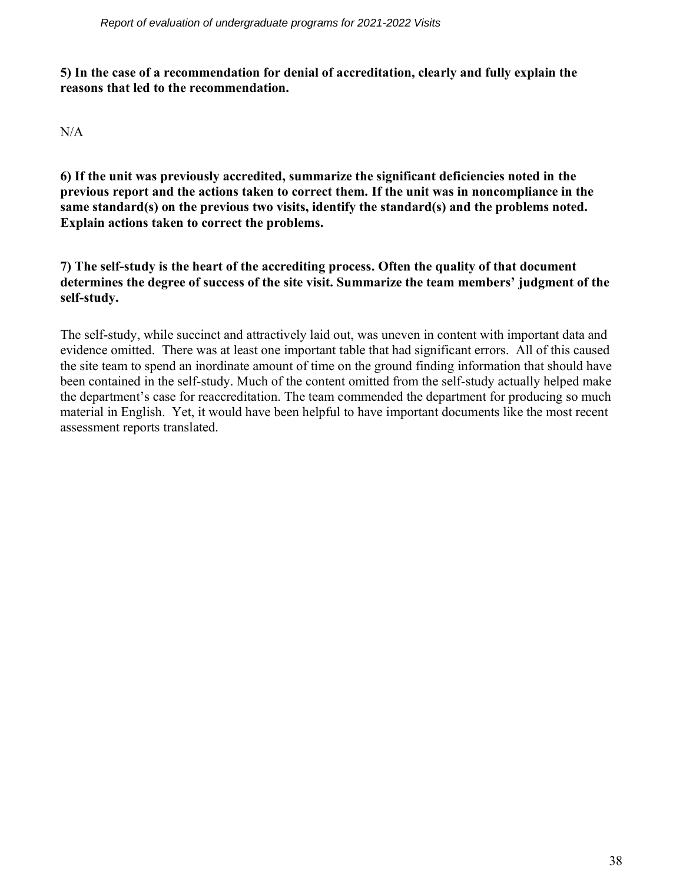**5) In the case of a recommendation for denial of accreditation, clearly and fully explain the reasons that led to the recommendation.**

N/A

**6) If the unit was previously accredited, summarize the significant deficiencies noted in the previous report and the actions taken to correct them. If the unit was in noncompliance in the same standard(s) on the previous two visits, identify the standard(s) and the problems noted. Explain actions taken to correct the problems.**

**7) The self-study is the heart of the accrediting process. Often the quality of that document determines the degree of success of the site visit. Summarize the team members' judgment of the self-study.**

The self-study, while succinct and attractively laid out, was uneven in content with important data and evidence omitted. There was at least one important table that had significant errors. All of this caused the site team to spend an inordinate amount of time on the ground finding information that should have been contained in the self-study. Much of the content omitted from the self-study actually helped make the department's case for reaccreditation. The team commended the department for producing so much material in English. Yet, it would have been helpful to have important documents like the most recent assessment reports translated.